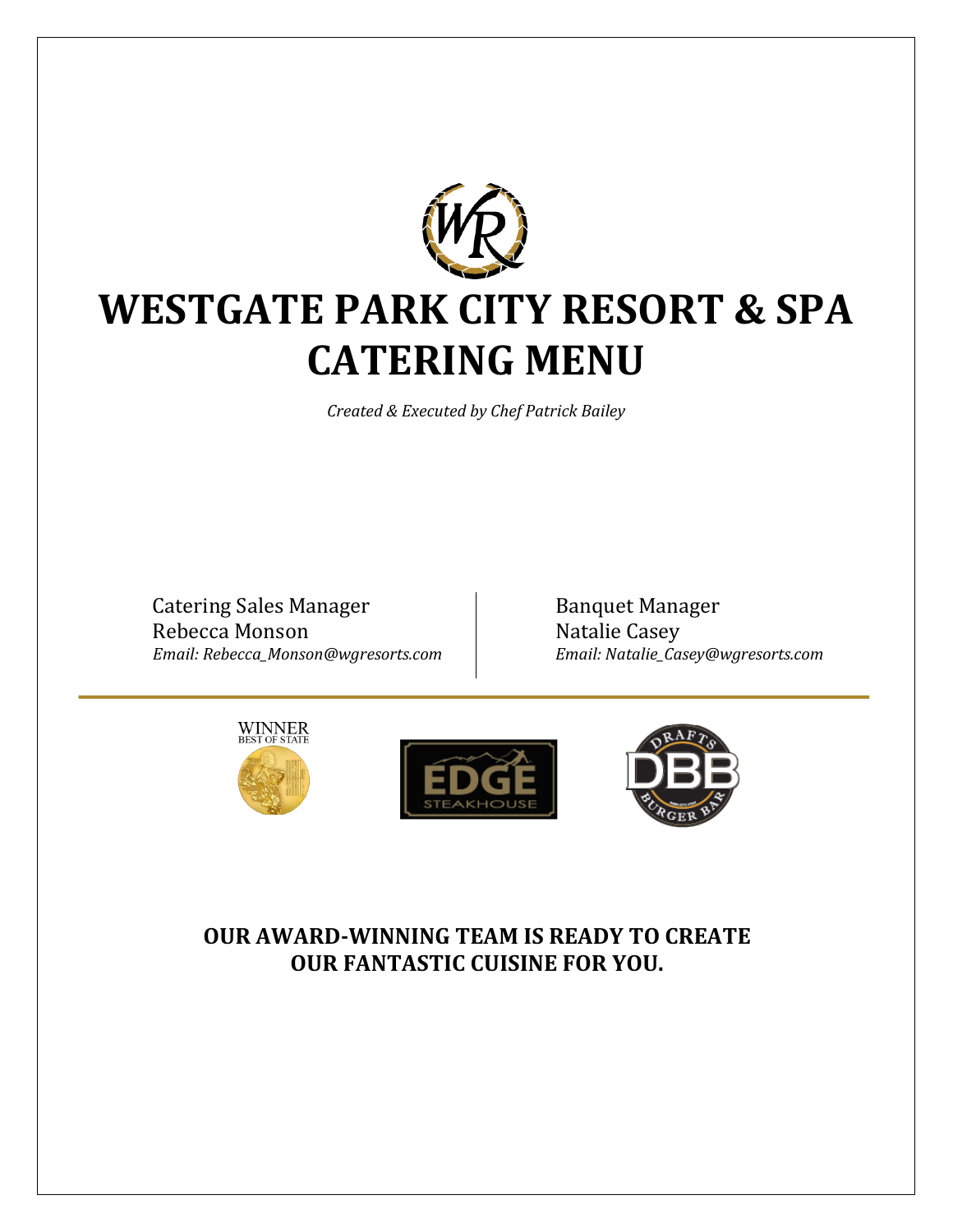# WESTGATE PARK CITY RESORT & SPA CATERING MENU

*Created & Executed by Chef Patrick Bailey*

Catering Sales Manager
Rebecca Monson
*Email: Rebecca_Monson@wgresorts.com*

Banquet Manager
Natalie Casey
*Email: Natalie_Casey@wgresorts.com*

**OUR AWARD-WINNING TEAM IS READY TO CREATE OUR FANTASTIC CUISINE FOR YOU.**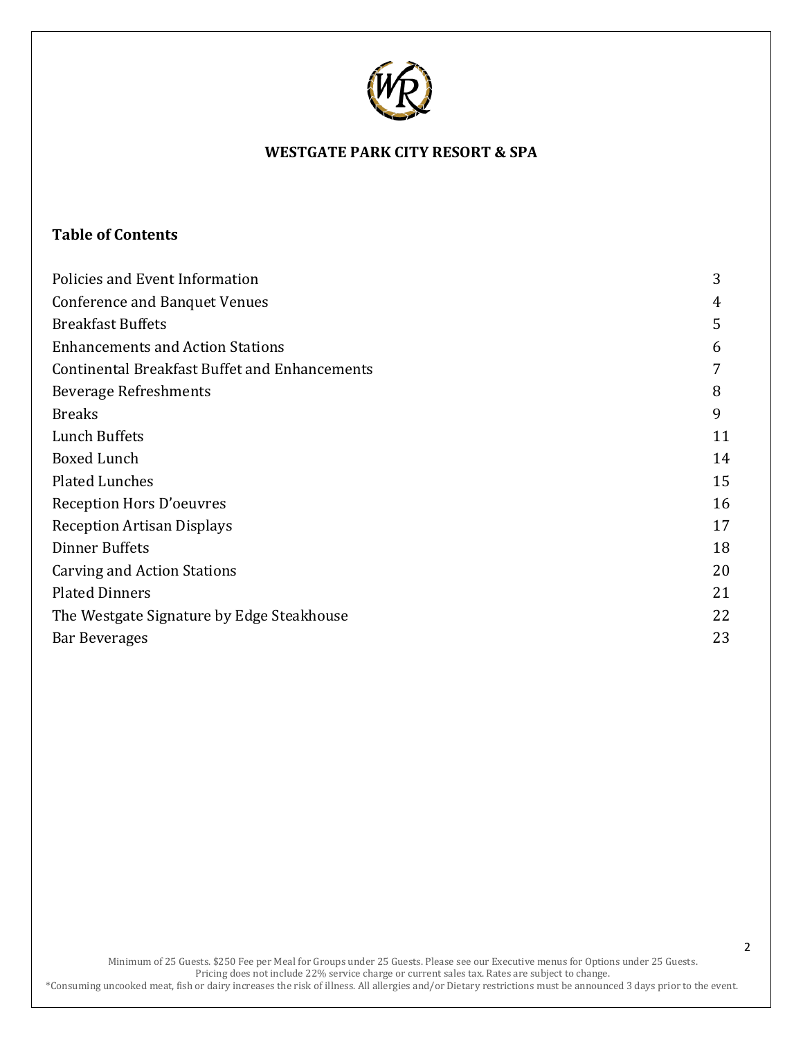**WESTGATE PARK CITY RESORT & SPA**

## Table of Contents

| | |
|---|---|
| Policies and Event Information | 3 |
| Conference and Banquet Venues | 4 |
| Breakfast Buffets | 5 |
| Enhancements and Action Stations | 6 |
| Continental Breakfast Buffet and Enhancements | 7 |
| Beverage Refreshments | 8 |
| Breaks | 9 |
| Lunch Buffets | 11 |
| Boxed Lunch | 14 |
| Plated Lunches | 15 |
| Reception Hors D'oeuvres | 16 |
| Reception Artisan Displays | 17 |
| Dinner Buffets | 18 |
| Carving and Action Stations | 20 |
| Plated Dinners | 21 |
| The Westgate Signature by Edge Steakhouse | 22 |
| Bar Beverages | 23 |

Minimum of 25 Guests. $250 Fee per Meal for Groups under 25 Guests. Please see our Executive menus for Options under 25 Guests.
Pricing does not include 22% service charge or current sales tax. Rates are subject to change.
*Consuming uncooked meat, fish or dairy increases the risk of illness. All allergies and/or Dietary restrictions must be announced 3 days prior to the event.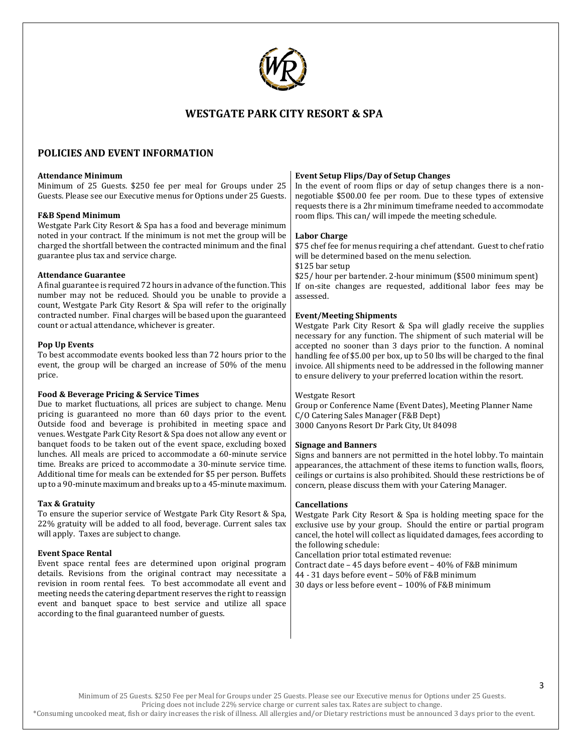# WESTGATE PARK CITY RESORT & SPA

## POLICIES AND EVENT INFORMATION

**Attendance Minimum**
Minimum of 25 Guests. $250 fee per meal for Groups under 25 Guests. Please see our Executive menus for Options under 25 Guests.

**F&B Spend Minimum**
Westgate Park City Resort & Spa has a food and beverage minimum noted in your contract. If the minimum is not met the group will be charged the shortfall between the contracted minimum and the final guarantee plus tax and service charge.

**Attendance Guarantee**
A final guarantee is required 72 hours in advance of the function. This number may not be reduced. Should you be unable to provide a count, Westgate Park City Resort & Spa will refer to the originally contracted number. Final charges will be based upon the guaranteed count or actual attendance, whichever is greater.

**Pop Up Events**
To best accommodate events booked less than 72 hours prior to the event, the group will be charged an increase of 50% of the menu price.

**Food & Beverage Pricing & Service Times**
Due to market fluctuations, all prices are subject to change. Menu pricing is guaranteed no more than 60 days prior to the event. Outside food and beverage is prohibited in meeting space and venues. Westgate Park City Resort & Spa does not allow any event or banquet foods to be taken out of the event space, excluding boxed lunches. All meals are priced to accommodate a 60-minute service time. Breaks are priced to accommodate a 30-minute service time. Additional time for meals can be extended for $5 per person. Buffets up to a 90-minute maximum and breaks up to a 45-minute maximum.

**Tax & Gratuity**
To ensure the superior service of Westgate Park City Resort & Spa, 22% gratuity will be added to all food, beverage. Current sales tax will apply. Taxes are subject to change.

**Event Space Rental**
Event space rental fees are determined upon original program details. Revisions from the original contract may necessitate a revision in room rental fees. To best accommodate all event and meeting needs the catering department reserves the right to reassign event and banquet space to best service and utilize all space according to the final guaranteed number of guests.

**Event Setup Flips/Day of Setup Changes**
In the event of room flips or day of setup changes there is a non-negotiable $500.00 fee per room. Due to these types of extensive requests there is a 2hr minimum timeframe needed to accommodate room flips. This can/ will impede the meeting schedule.

**Labor Charge**
$75 chef fee for menus requiring a chef attendant. Guest to chef ratio will be determined based on the menu selection.
$125 bar setup
$25/ hour per bartender. 2-hour minimum ($500 minimum spent)
If on-site changes are requested, additional labor fees may be assessed.

**Event/Meeting Shipments**
Westgate Park City Resort & Spa will gladly receive the supplies necessary for any function. The shipment of such material will be accepted no sooner than 3 days prior to the function. A nominal handling fee of $5.00 per box, up to 50 lbs will be charged to the final invoice. All shipments need to be addressed in the following manner to ensure delivery to your preferred location within the resort.

Westgate Resort
Group or Conference Name (Event Dates), Meeting Planner Name
C/O Catering Sales Manager (F&B Dept)
3000 Canyons Resort Dr Park City, Ut 84098

**Signage and Banners**
Signs and banners are not permitted in the hotel lobby. To maintain appearances, the attachment of these items to function walls, floors, ceilings or curtains is also prohibited. Should these restrictions be of concern, please discuss them with your Catering Manager.

**Cancellations**
Westgate Park City Resort & Spa is holding meeting space for the exclusive use by your group. Should the entire or partial program cancel, the hotel will collect as liquidated damages, fees according to the following schedule:
Cancellation prior total estimated revenue:
Contract date – 45 days before event – 40% of F&B minimum
44 - 31 days before event – 50% of F&B minimum
30 days or less before event – 100% of F&B minimum

Minimum of 25 Guests. $250 Fee per Meal for Groups under 25 Guests. Please see our Executive menus for Options under 25 Guests.
Pricing does not include 22% service charge or current sales tax. Rates are subject to change.
*Consuming uncooked meat, fish or dairy increases the risk of illness. All allergies and/or Dietary restrictions must be announced 3 days prior to the event.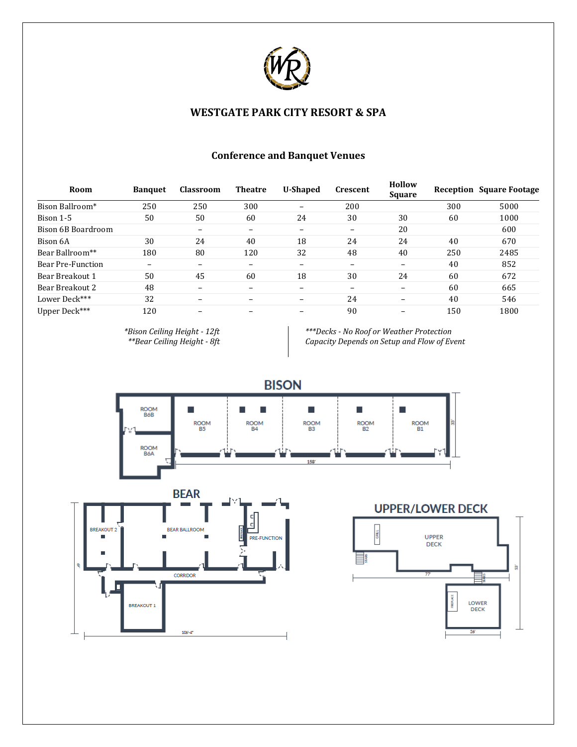# WESTGATE PARK CITY RESORT & SPA

## Conference and Banquet Venues

| Room | Banquet | Classroom | Theatre | U-Shaped | Crescent | Hollow Square | Reception | Square Footage |
|---|---|---|---|---|---|---|---|---|
| Bison Ballroom* | 250 | 250 | 300 | – | 200 | | 300 | 5000 |
| Bison 1-5 | 50 | 50 | 60 | 24 | 30 | 30 | 60 | 1000 |
| Bison 6B Boardroom | | – | – | – | – | 20 | | 600 |
| Bison 6A | 30 | 24 | 40 | 18 | 24 | 24 | 40 | 670 |
| Bear Ballroom** | 180 | 80 | 120 | 32 | 48 | 40 | 250 | 2485 |
| Bear Pre-Function | – | – | – | – | – | – | 40 | 852 |
| Bear Breakout 1 | 50 | 45 | 60 | 18 | 30 | 24 | 60 | 672 |
| Bear Breakout 2 | 48 | – | – | – | – | – | 60 | 665 |
| Lower Deck*** | 32 | – | – | – | 24 | – | 40 | 546 |
| Upper Deck*** | 120 | – | – | – | 90 | – | 150 | 1800 |

*\*Bison Ceiling Height - 12ft*
*\*\*Bear Ceiling Height - 8ft*

*\*\*\*Decks - No Roof or Weather Protection*
*Capacity Depends on Setup and Flow of Event*

## BISON

ROOM B6B, ROOM B6A, ROOM B5, ROOM B4, ROOM B3, ROOM B2, ROOM B1 — 158', 33'

## BEAR

BREAKOUT 2, BEAR BALLROOM, PRE-FUNCTION, CORRIDOR, BREAKOUT 1 — 106'-4", 69'

## UPPER/LOWER DECK

UPPER DECK, LOWER DECK, GRILL, STAIRS, FIREPLACE — 77', 26', 53'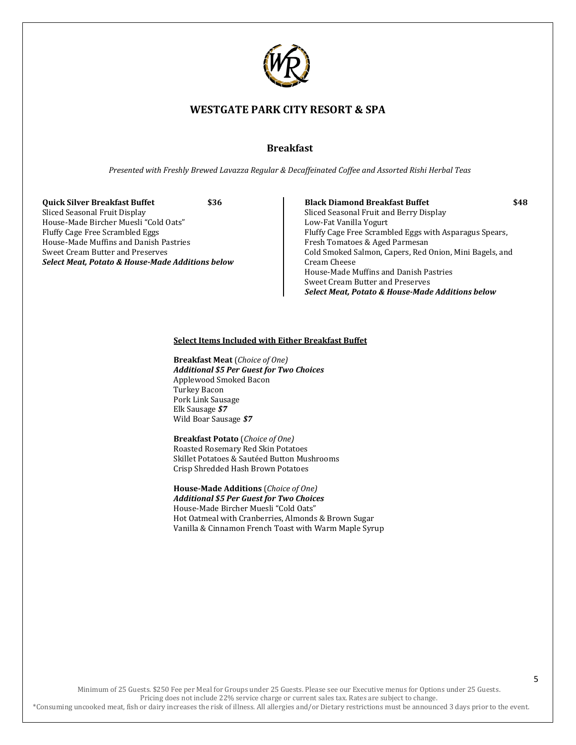# WESTGATE PARK CITY RESORT & SPA

## Breakfast

*Presented with Freshly Brewed Lavazza Regular & Decaffeinated Coffee and Assorted Rishi Herbal Teas*

**Quick Silver Breakfast Buffet** **$36**

Sliced Seasonal Fruit Display
House-Made Bircher Muesli "Cold Oats"
Fluffy Cage Free Scrambled Eggs
House-Made Muffins and Danish Pastries
Sweet Cream Butter and Preserves
***Select Meat, Potato & House-Made Additions below***

**Black Diamond Breakfast Buffet** **$48**

Sliced Seasonal Fruit and Berry Display
Low-Fat Vanilla Yogurt
Fluffy Cage Free Scrambled Eggs with Asparagus Spears, Fresh Tomatoes & Aged Parmesan
Cold Smoked Salmon, Capers, Red Onion, Mini Bagels, and Cream Cheese
House-Made Muffins and Danish Pastries
Sweet Cream Butter and Preserves
***Select Meat, Potato & House-Made Additions below***

**Select Items Included with Either Breakfast Buffet**

**Breakfast Meat** (*Choice of One)*
***Additional $5 Per Guest for Two Choices***
Applewood Smoked Bacon
Turkey Bacon
Pork Link Sausage
Elk Sausage ***$7***
Wild Boar Sausage ***$7***

**Breakfast Potato** (*Choice of One)*
Roasted Rosemary Red Skin Potatoes
Skillet Potatoes & Sautéed Button Mushrooms
Crisp Shredded Hash Brown Potatoes

**House-Made Additions** (*Choice of One)*
***Additional $5 Per Guest for Two Choices***
House-Made Bircher Muesli "Cold Oats"
Hot Oatmeal with Cranberries, Almonds & Brown Sugar
Vanilla & Cinnamon French Toast with Warm Maple Syrup

Minimum of 25 Guests. $250 Fee per Meal for Groups under 25 Guests. Please see our Executive menus for Options under 25 Guests.
Pricing does not include 22% service charge or current sales tax. Rates are subject to change.
*Consuming uncooked meat, fish or dairy increases the risk of illness. All allergies and/or Dietary restrictions must be announced 3 days prior to the event.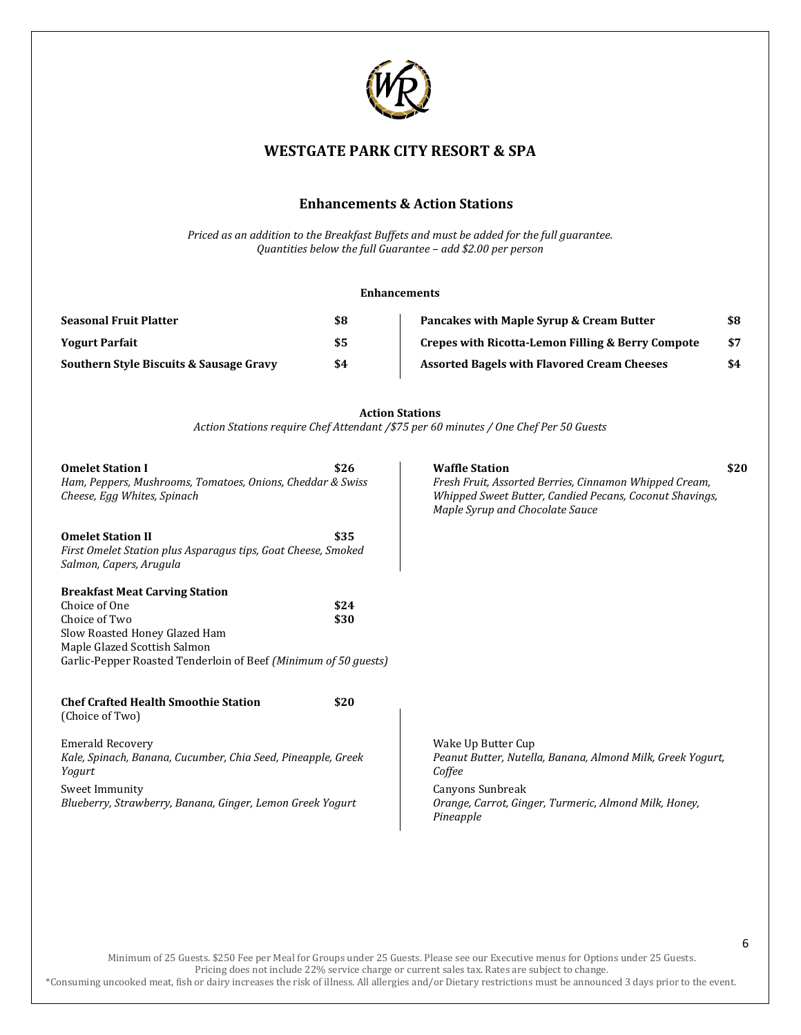# WESTGATE PARK CITY RESORT & SPA

## Enhancements & Action Stations

*Priced as an addition to the Breakfast Buffets and must be added for the full guarantee.*
*Quantities below the full Guarantee – add $2.00 per person*

### Enhancements

| Item | Price |
|---|---|
| **Seasonal Fruit Platter** | **$8** |
| **Yogurt Parfait** | **$5** |
| **Southern Style Biscuits & Sausage Gravy** | **$4** |
| **Pancakes with Maple Syrup & Cream Butter** | **$8** |
| **Crepes with Ricotta-Lemon Filling & Berry Compote** | **$7** |
| **Assorted Bagels with Flavored Cream Cheeses** | **$4** |

### Action Stations

*Action Stations require Chef Attendant /$75 per 60 minutes / One Chef Per 50 Guests*

**Omelet Station I** **$26**
*Ham, Peppers, Mushrooms, Tomatoes, Onions, Cheddar & Swiss Cheese, Egg Whites, Spinach*

**Omelet Station II** **$35**
*First Omelet Station plus Asparagus tips, Goat Cheese, Smoked Salmon, Capers, Arugula*

**Breakfast Meat Carving Station**
Choice of One **$24**
Choice of Two **$30**
Slow Roasted Honey Glazed Ham
Maple Glazed Scottish Salmon
Garlic-Pepper Roasted Tenderloin of Beef *(Minimum of 50 guests)*

**Waffle Station** **$20**
*Fresh Fruit, Assorted Berries, Cinnamon Whipped Cream, Whipped Sweet Butter, Candied Pecans, Coconut Shavings, Maple Syrup and Chocolate Sauce*

**Chef Crafted Health Smoothie Station** **$20**
(Choice of Two)

Emerald Recovery
*Kale, Spinach, Banana, Cucumber, Chia Seed, Pineapple, Greek Yogurt*

Sweet Immunity
*Blueberry, Strawberry, Banana, Ginger, Lemon Greek Yogurt*

Wake Up Butter Cup
*Peanut Butter, Nutella, Banana, Almond Milk, Greek Yogurt, Coffee*

Canyons Sunbreak
*Orange, Carrot, Ginger, Turmeric, Almond Milk, Honey, Pineapple*

Minimum of 25 Guests. $250 Fee per Meal for Groups under 25 Guests. Please see our Executive menus for Options under 25 Guests.
Pricing does not include 22% service charge or current sales tax. Rates are subject to change.
*Consuming uncooked meat, fish or dairy increases the risk of illness. All allergies and/or Dietary restrictions must be announced 3 days prior to the event.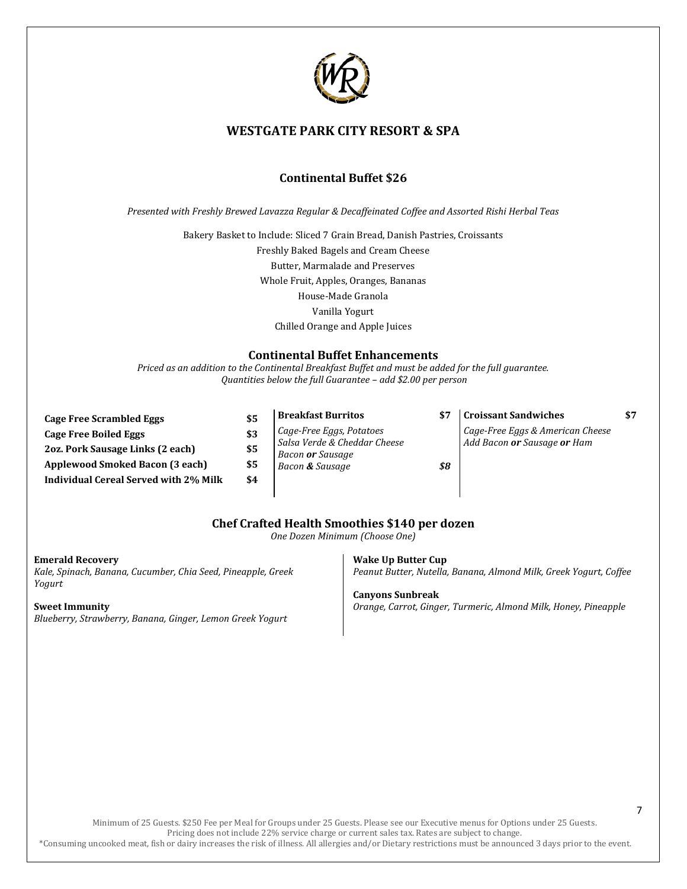# WESTGATE PARK CITY RESORT & SPA

## Continental Buffet $26

*Presented with Freshly Brewed Lavazza Regular & Decaffeinated Coffee and Assorted Rishi Herbal Teas*

Bakery Basket to Include: Sliced 7 Grain Bread, Danish Pastries, Croissants
Freshly Baked Bagels and Cream Cheese
Butter, Marmalade and Preserves
Whole Fruit, Apples, Oranges, Bananas
House-Made Granola
Vanilla Yogurt
Chilled Orange and Apple Juices

## Continental Buffet Enhancements

*Priced as an addition to the Continental Breakfast Buffet and must be added for the full guarantee.*
*Quantities below the full Guarantee – add $2.00 per person*

| Item | Price |
|---|---|
| **Cage Free Scrambled Eggs** | **$5** |
| **Cage Free Boiled Eggs** | **$3** |
| **2oz. Pork Sausage Links (2 each)** | **$5** |
| **Applewood Smoked Bacon (3 each)** | **$5** |
| **Individual Cereal Served with 2% Milk** | **$4** |

**Breakfast Burritos** **$7**
*Cage-Free Eggs, Potatoes*
*Salsa Verde & Cheddar Cheese*
*Bacon **or** Sausage*
*Bacon **&** Sausage* ***$8***

**Croissant Sandwiches** **$7**
*Cage-Free Eggs & American Cheese*
*Add Bacon **or** Sausage **or** Ham*

## Chef Crafted Health Smoothies $140 per dozen

*One Dozen Minimum (Choose One)*

**Emerald Recovery**
*Kale, Spinach, Banana, Cucumber, Chia Seed, Pineapple, Greek Yogurt*

**Sweet Immunity**
*Blueberry, Strawberry, Banana, Ginger, Lemon Greek Yogurt*

**Wake Up Butter Cup**
*Peanut Butter, Nutella, Banana, Almond Milk, Greek Yogurt, Coffee*

**Canyons Sunbreak**
*Orange, Carrot, Ginger, Turmeric, Almond Milk, Honey, Pineapple*

Minimum of 25 Guests. $250 Fee per Meal for Groups under 25 Guests. Please see our Executive menus for Options under 25 Guests.
Pricing does not include 22% service charge or current sales tax. Rates are subject to change.
*Consuming uncooked meat, fish or dairy increases the risk of illness. All allergies and/or Dietary restrictions must be announced 3 days prior to the event.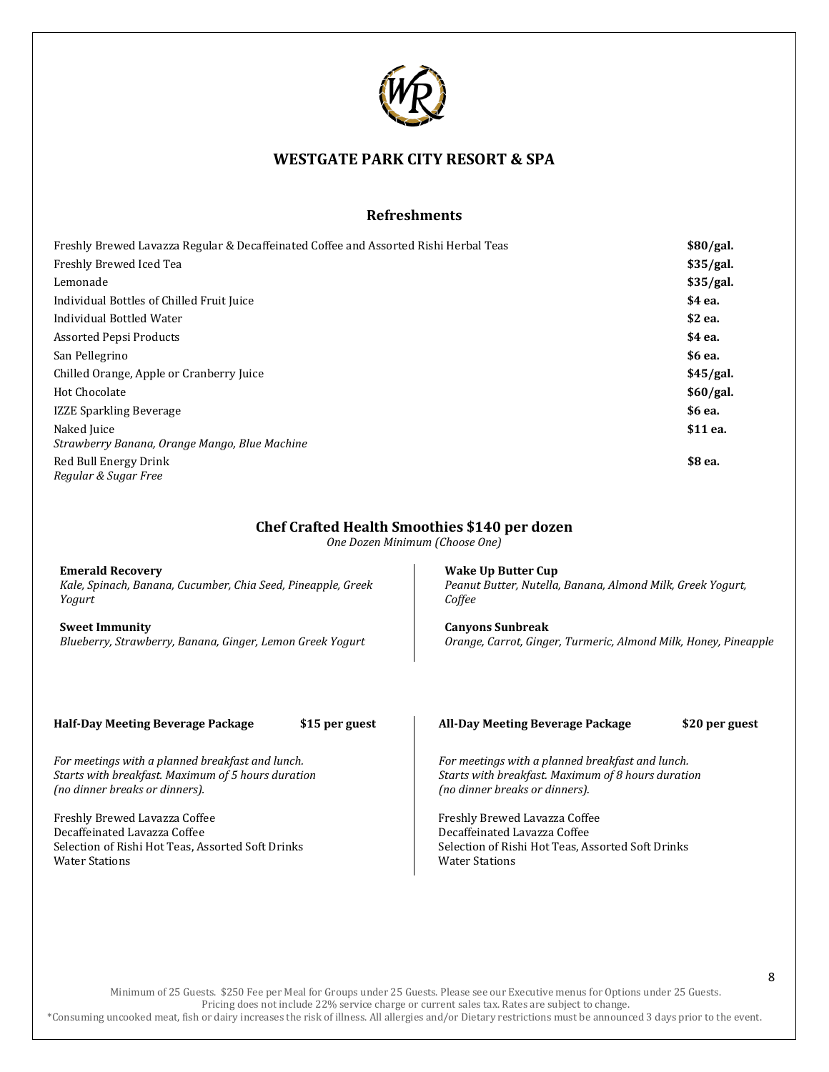# WESTGATE PARK CITY RESORT & SPA

## Refreshments

| Item | Price |
| --- | --- |
| Freshly Brewed Lavazza Regular & Decaffeinated Coffee and Assorted Rishi Herbal Teas | **$80/gal.** |
| Freshly Brewed Iced Tea | **$35/gal.** |
| Lemonade | **$35/gal.** |
| Individual Bottles of Chilled Fruit Juice | **$4 ea.** |
| Individual Bottled Water | **$2 ea.** |
| Assorted Pepsi Products | **$4 ea.** |
| San Pellegrino | **$6 ea.** |
| Chilled Orange, Apple or Cranberry Juice | **$45/gal.** |
| Hot Chocolate | **$60/gal.** |
| IZZE Sparkling Beverage | **$6 ea.** |
| Naked Juice *Strawberry Banana, Orange Mango, Blue Machine* | **$11 ea.** |
| Red Bull Energy Drink *Regular & Sugar Free* | **$8 ea.** |

## Chef Crafted Health Smoothies $140 per dozen

*One Dozen Minimum (Choose One)*

**Emerald Recovery**
*Kale, Spinach, Banana, Cucumber, Chia Seed, Pineapple, Greek Yogurt*

**Sweet Immunity**
*Blueberry, Strawberry, Banana, Ginger, Lemon Greek Yogurt*

**Wake Up Butter Cup**
*Peanut Butter, Nutella, Banana, Almond Milk, Greek Yogurt, Coffee*

**Canyons Sunbreak**
*Orange, Carrot, Ginger, Turmeric, Almond Milk, Honey, Pineapple*

### Half-Day Meeting Beverage Package — $15 per guest

*For meetings with a planned breakfast and lunch. Starts with breakfast. Maximum of 5 hours duration (no dinner breaks or dinners).*

Freshly Brewed Lavazza Coffee
Decaffeinated Lavazza Coffee
Selection of Rishi Hot Teas, Assorted Soft Drinks
Water Stations

### All-Day Meeting Beverage Package — $20 per guest

*For meetings with a planned breakfast and lunch. Starts with breakfast. Maximum of 8 hours duration (no dinner breaks or dinners).*

Freshly Brewed Lavazza Coffee
Decaffeinated Lavazza Coffee
Selection of Rishi Hot Teas, Assorted Soft Drinks
Water Stations

Minimum of 25 Guests. $250 Fee per Meal for Groups under 25 Guests. Please see our Executive menus for Options under 25 Guests.
Pricing does not include 22% service charge or current sales tax. Rates are subject to change.
*Consuming uncooked meat, fish or dairy increases the risk of illness. All allergies and/or Dietary restrictions must be announced 3 days prior to the event.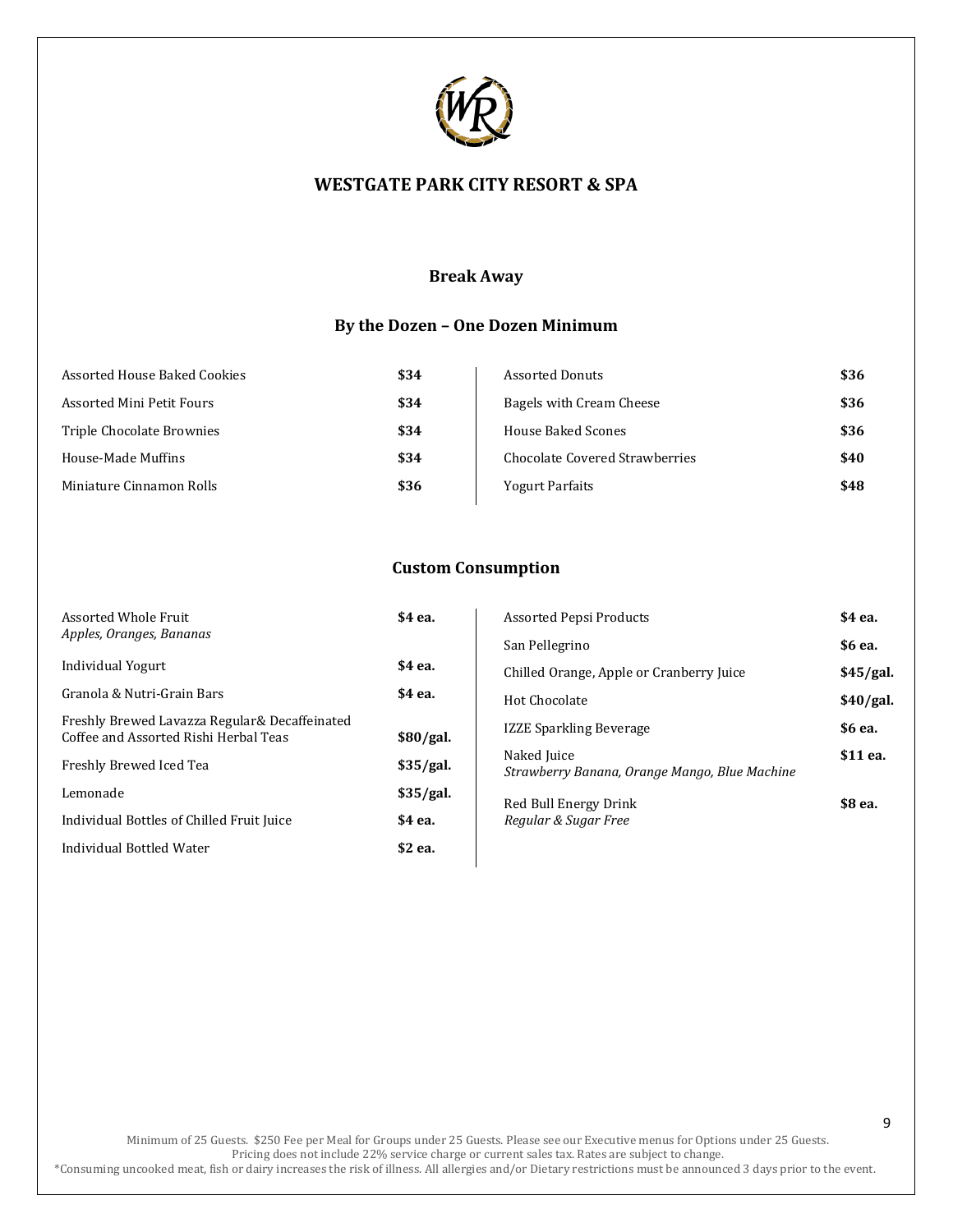# WESTGATE PARK CITY RESORT & SPA

## Break Away

### By the Dozen – One Dozen Minimum

| Item | Price |
|---|---|
| Assorted House Baked Cookies | **$34** |
| Assorted Mini Petit Fours | **$34** |
| Triple Chocolate Brownies | **$34** |
| House-Made Muffins | **$34** |
| Miniature Cinnamon Rolls | **$36** |
| Assorted Donuts | **$36** |
| Bagels with Cream Cheese | **$36** |
| House Baked Scones | **$36** |
| Chocolate Covered Strawberries | **$40** |
| Yogurt Parfaits | **$48** |

### Custom Consumption

| Item | Price |
|---|---|
| Assorted Whole Fruit<br>*Apples, Oranges, Bananas* | **$4 ea.** |
| Individual Yogurt | **$4 ea.** |
| Granola & Nutri-Grain Bars | **$4 ea.** |
| Freshly Brewed Lavazza Regular& Decaffeinated Coffee and Assorted Rishi Herbal Teas | **$80/gal.** |
| Freshly Brewed Iced Tea | **$35/gal.** |
| Lemonade | **$35/gal.** |
| Individual Bottles of Chilled Fruit Juice | **$4 ea.** |
| Individual Bottled Water | **$2 ea.** |
| Assorted Pepsi Products | **$4 ea.** |
| San Pellegrino | **$6 ea.** |
| Chilled Orange, Apple or Cranberry Juice | **$45/gal.** |
| Hot Chocolate | **$40/gal.** |
| IZZE Sparkling Beverage | **$6 ea.** |
| Naked Juice<br>*Strawberry Banana, Orange Mango, Blue Machine* | **$11 ea.** |
| Red Bull Energy Drink<br>*Regular & Sugar Free* | **$8 ea.** |

Minimum of 25 Guests. $250 Fee per Meal for Groups under 25 Guests. Please see our Executive menus for Options under 25 Guests.
Pricing does not include 22% service charge or current sales tax. Rates are subject to change.
*Consuming uncooked meat, fish or dairy increases the risk of illness. All allergies and/or Dietary restrictions must be announced 3 days prior to the event.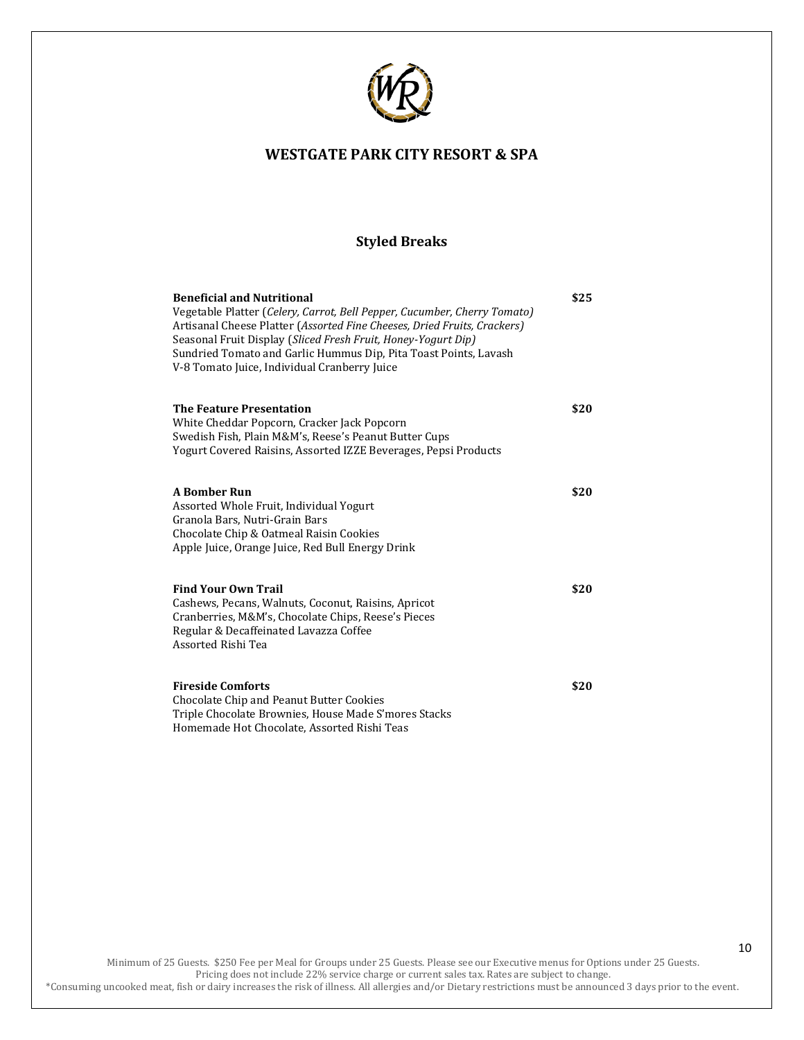# WESTGATE PARK CITY RESORT & SPA

## Styled Breaks

**Beneficial and Nutritional** **$25**
Vegetable Platter (*Celery, Carrot, Bell Pepper, Cucumber, Cherry Tomato)*
Artisanal Cheese Platter (*Assorted Fine Cheeses, Dried Fruits, Crackers)*
Seasonal Fruit Display (*Sliced Fresh Fruit, Honey-Yogurt Dip)*
Sundried Tomato and Garlic Hummus Dip, Pita Toast Points, Lavash
V-8 Tomato Juice, Individual Cranberry Juice

**The Feature Presentation** **$20**
White Cheddar Popcorn, Cracker Jack Popcorn
Swedish Fish, Plain M&M's, Reese's Peanut Butter Cups
Yogurt Covered Raisins, Assorted IZZE Beverages, Pepsi Products

**A Bomber Run** **$20**
Assorted Whole Fruit, Individual Yogurt
Granola Bars, Nutri-Grain Bars
Chocolate Chip & Oatmeal Raisin Cookies
Apple Juice, Orange Juice, Red Bull Energy Drink

**Find Your Own Trail** **$20**
Cashews, Pecans, Walnuts, Coconut, Raisins, Apricot
Cranberries, M&M's, Chocolate Chips, Reese's Pieces
Regular & Decaffeinated Lavazza Coffee
Assorted Rishi Tea

**Fireside Comforts** **$20**
Chocolate Chip and Peanut Butter Cookies
Triple Chocolate Brownies, House Made S'mores Stacks
Homemade Hot Chocolate, Assorted Rishi Teas

Minimum of 25 Guests. $250 Fee per Meal for Groups under 25 Guests. Please see our Executive menus for Options under 25 Guests.
Pricing does not include 22% service charge or current sales tax. Rates are subject to change.
*Consuming uncooked meat, fish or dairy increases the risk of illness. All allergies and/or Dietary restrictions must be announced 3 days prior to the event.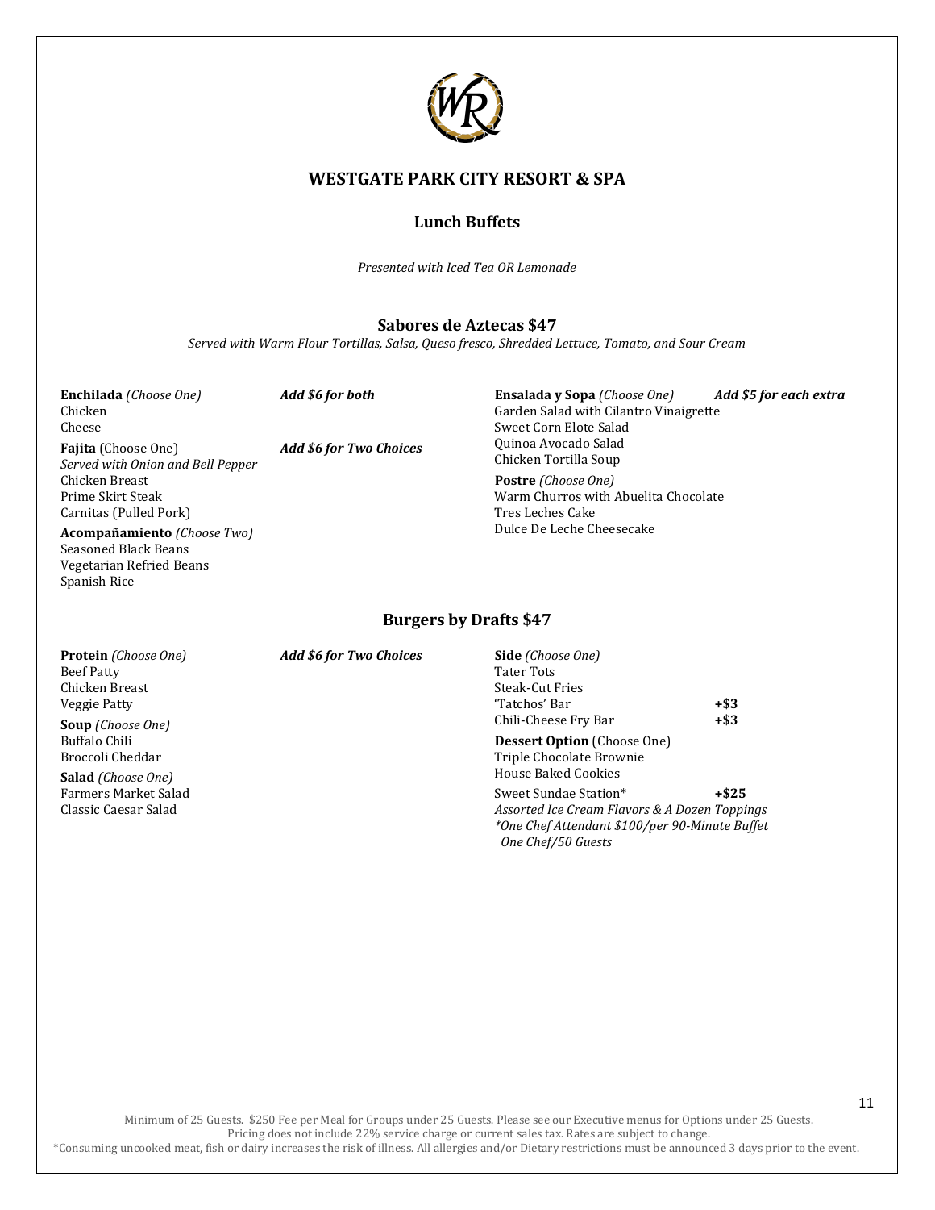# WESTGATE PARK CITY RESORT & SPA

## Lunch Buffets

*Presented with Iced Tea OR Lemonade*

### Sabores de Aztecas $47

*Served with Warm Flour Tortillas, Salsa, Queso fresco, Shredded Lettuce, Tomato, and Sour Cream*

**Enchilada** *(Choose One)* ***Add $6 for both***
Chicken
Cheese

**Fajita** (Choose One) ***Add $6 for Two Choices***
*Served with Onion and Bell Pepper*
Chicken Breast
Prime Skirt Steak
Carnitas (Pulled Pork)

**Acompañamiento** *(Choose Two)*
Seasoned Black Beans
Vegetarian Refried Beans
Spanish Rice

**Ensalada y Sopa** *(Choose One)* ***Add $5 for each extra***
Garden Salad with Cilantro Vinaigrette
Sweet Corn Elote Salad
Quinoa Avocado Salad
Chicken Tortilla Soup

**Postre** *(Choose One)*
Warm Churros with Abuelita Chocolate
Tres Leches Cake
Dulce De Leche Cheesecake

### Burgers by Drafts $47

**Protein** *(Choose One)* ***Add $6 for Two Choices***
Beef Patty
Chicken Breast
Veggie Patty

**Soup** *(Choose One)*
Buffalo Chili
Broccoli Cheddar

**Salad** *(Choose One)*
Farmers Market Salad
Classic Caesar Salad

**Side** *(Choose One)*
Tater Tots
Steak-Cut Fries
'Tatchos' Bar **+$3**
Chili-Cheese Fry Bar **+$3**

**Dessert Option** (Choose One)
Triple Chocolate Brownie
House Baked Cookies

Sweet Sundae Station* **+$25**
*Assorted Ice Cream Flavors & A Dozen Toppings*
**One Chef Attendant $100/per 90-Minute Buffet*
*One Chef/50 Guests*

Minimum of 25 Guests. $250 Fee per Meal for Groups under 25 Guests. Please see our Executive menus for Options under 25 Guests.
Pricing does not include 22% service charge or current sales tax. Rates are subject to change.
*Consuming uncooked meat, fish or dairy increases the risk of illness. All allergies and/or Dietary restrictions must be announced 3 days prior to the event.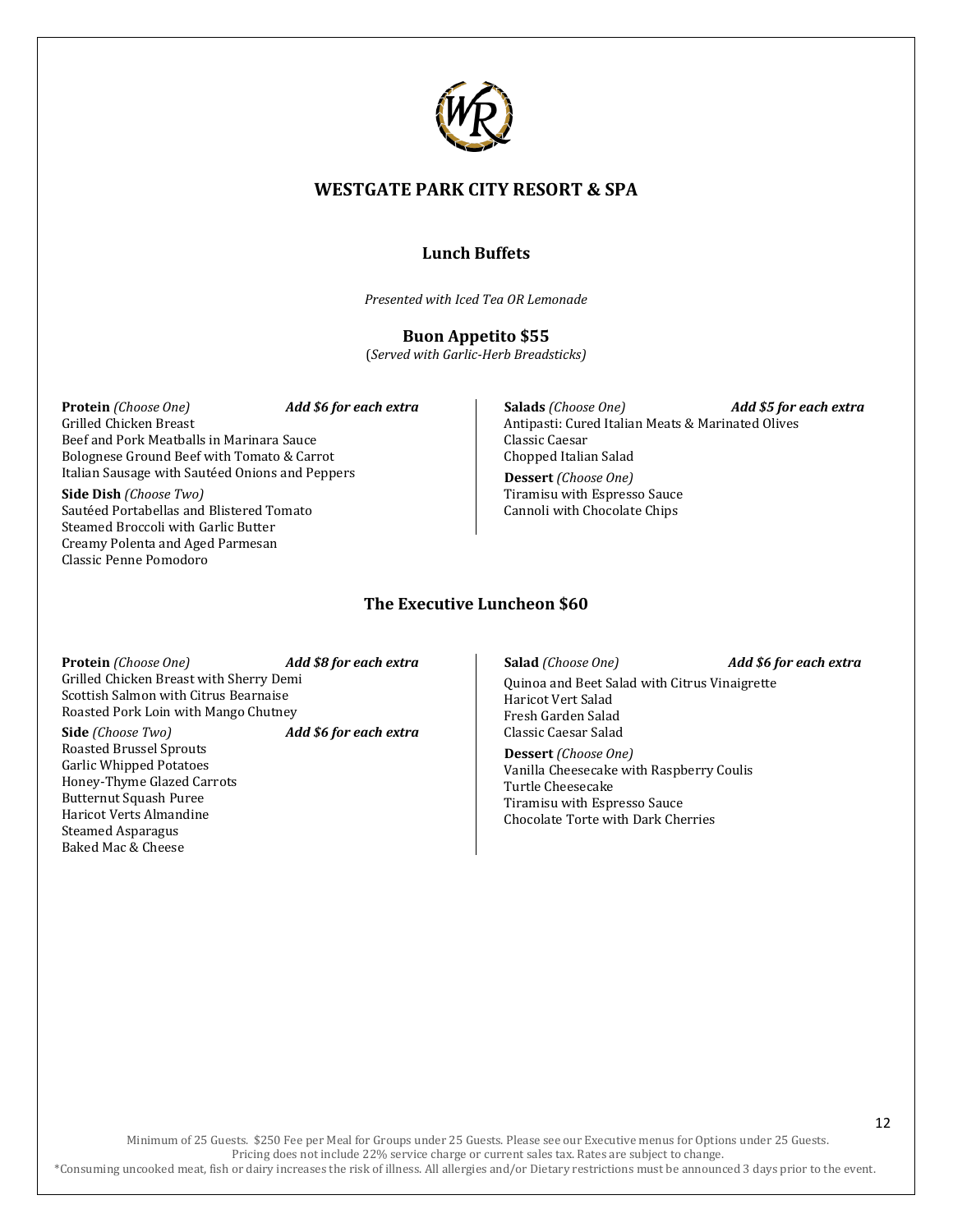# WESTGATE PARK CITY RESORT & SPA

## Lunch Buffets

*Presented with Iced Tea OR Lemonade*

### Buon Appetito $55

(*Served with Garlic-Herb Breadsticks)*

**Protein** *(Choose One)* ***Add $6 for each extra***
Grilled Chicken Breast
Beef and Pork Meatballs in Marinara Sauce
Bolognese Ground Beef with Tomato & Carrot
Italian Sausage with Sautéed Onions and Peppers

**Side Dish** *(Choose Two)*
Sautéed Portabellas and Blistered Tomato
Steamed Broccoli with Garlic Butter
Creamy Polenta and Aged Parmesan
Classic Penne Pomodoro

**Salads** *(Choose One)* ***Add $5 for each extra***
Antipasti: Cured Italian Meats & Marinated Olives
Classic Caesar
Chopped Italian Salad

**Dessert** *(Choose One)*
Tiramisu with Espresso Sauce
Cannoli with Chocolate Chips

### The Executive Luncheon $60

**Protein** *(Choose One)* ***Add $8 for each extra***
Grilled Chicken Breast with Sherry Demi
Scottish Salmon with Citrus Bearnaise
Roasted Pork Loin with Mango Chutney

**Side** *(Choose Two)* ***Add $6 for each extra***
Roasted Brussel Sprouts
Garlic Whipped Potatoes
Honey-Thyme Glazed Carrots
Butternut Squash Puree
Haricot Verts Almandine
Steamed Asparagus
Baked Mac & Cheese

**Salad** *(Choose One)* ***Add $6 for each extra***
Quinoa and Beet Salad with Citrus Vinaigrette
Haricot Vert Salad
Fresh Garden Salad
Classic Caesar Salad

**Dessert** *(Choose One)*
Vanilla Cheesecake with Raspberry Coulis
Turtle Cheesecake
Tiramisu with Espresso Sauce
Chocolate Torte with Dark Cherries

Minimum of 25 Guests. $250 Fee per Meal for Groups under 25 Guests. Please see our Executive menus for Options under 25 Guests.
Pricing does not include 22% service charge or current sales tax. Rates are subject to change.
*Consuming uncooked meat, fish or dairy increases the risk of illness. All allergies and/or Dietary restrictions must be announced 3 days prior to the event.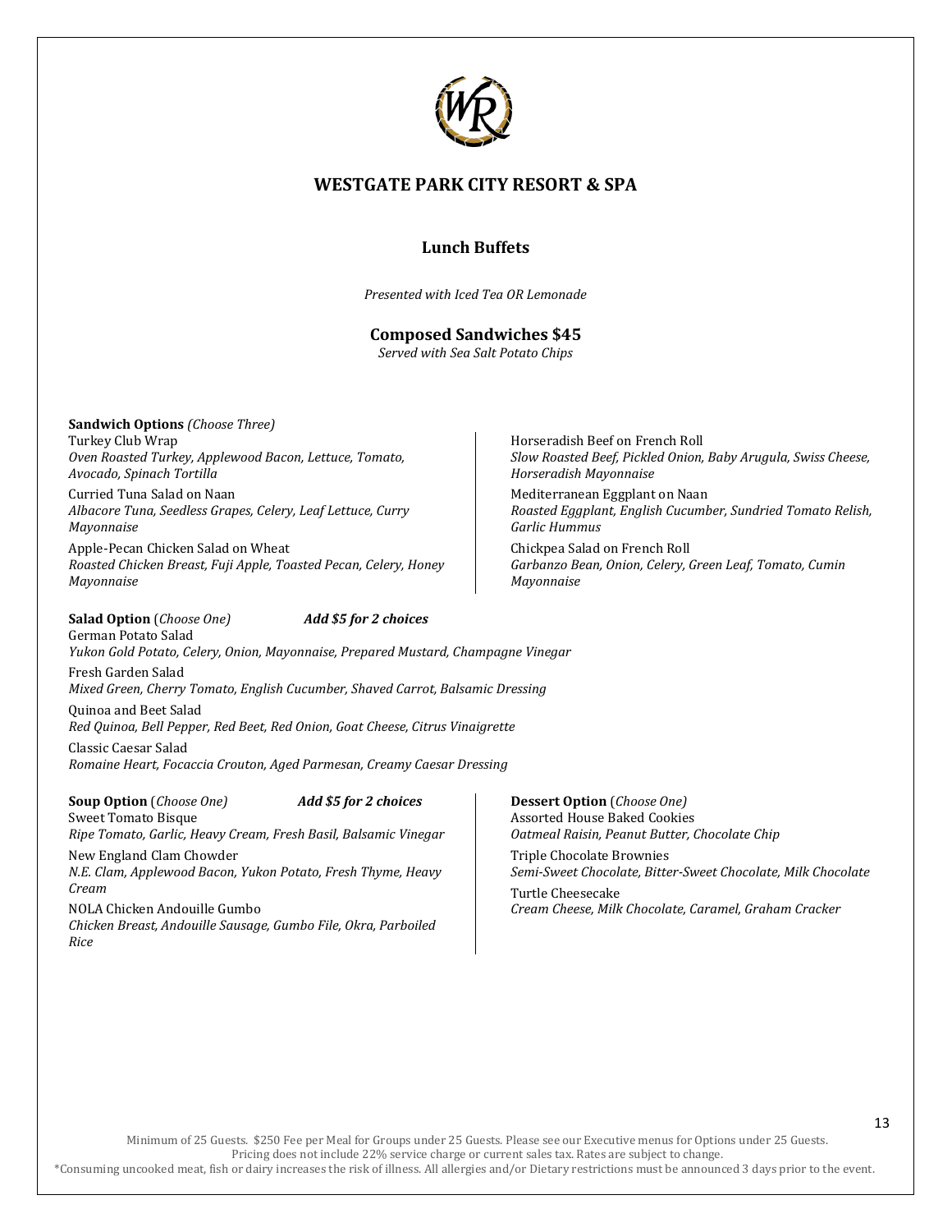# WESTGATE PARK CITY RESORT & SPA

## Lunch Buffets

*Presented with Iced Tea OR Lemonade*

### Composed Sandwiches $45

*Served with Sea Salt Potato Chips*

**Sandwich Options** *(Choose Three)*

Turkey Club Wrap
*Oven Roasted Turkey, Applewood Bacon, Lettuce, Tomato, Avocado, Spinach Tortilla*

Curried Tuna Salad on Naan
*Albacore Tuna, Seedless Grapes, Celery, Leaf Lettuce, Curry Mayonnaise*

Apple-Pecan Chicken Salad on Wheat
*Roasted Chicken Breast, Fuji Apple, Toasted Pecan, Celery, Honey Mayonnaise*

Horseradish Beef on French Roll
*Slow Roasted Beef, Pickled Onion, Baby Arugula, Swiss Cheese, Horseradish Mayonnaise*

Mediterranean Eggplant on Naan
*Roasted Eggplant, English Cucumber, Sundried Tomato Relish, Garlic Hummus*

Chickpea Salad on French Roll
*Garbanzo Bean, Onion, Celery, Green Leaf, Tomato, Cumin Mayonnaise*

**Salad Option** (*Choose One*) ***Add $5 for 2 choices***

German Potato Salad
*Yukon Gold Potato, Celery, Onion, Mayonnaise, Prepared Mustard, Champagne Vinegar*

Fresh Garden Salad
*Mixed Green, Cherry Tomato, English Cucumber, Shaved Carrot, Balsamic Dressing*

Quinoa and Beet Salad
*Red Quinoa, Bell Pepper, Red Beet, Red Onion, Goat Cheese, Citrus Vinaigrette*

Classic Caesar Salad
*Romaine Heart, Focaccia Crouton, Aged Parmesan, Creamy Caesar Dressing*

**Soup Option** (*Choose One*) ***Add $5 for 2 choices***

Sweet Tomato Bisque
*Ripe Tomato, Garlic, Heavy Cream, Fresh Basil, Balsamic Vinegar*

New England Clam Chowder
*N.E. Clam, Applewood Bacon, Yukon Potato, Fresh Thyme, Heavy Cream*

NOLA Chicken Andouille Gumbo
*Chicken Breast, Andouille Sausage, Gumbo File, Okra, Parboiled Rice*

**Dessert Option** (*Choose One*)

Assorted House Baked Cookies
*Oatmeal Raisin, Peanut Butter, Chocolate Chip*

Triple Chocolate Brownies
*Semi-Sweet Chocolate, Bitter-Sweet Chocolate, Milk Chocolate*

Turtle Cheesecake
*Cream Cheese, Milk Chocolate, Caramel, Graham Cracker*

Minimum of 25 Guests. $250 Fee per Meal for Groups under 25 Guests. Please see our Executive menus for Options under 25 Guests.
Pricing does not include 22% service charge or current sales tax. Rates are subject to change.
*Consuming uncooked meat, fish or dairy increases the risk of illness. All allergies and/or Dietary restrictions must be announced 3 days prior to the event.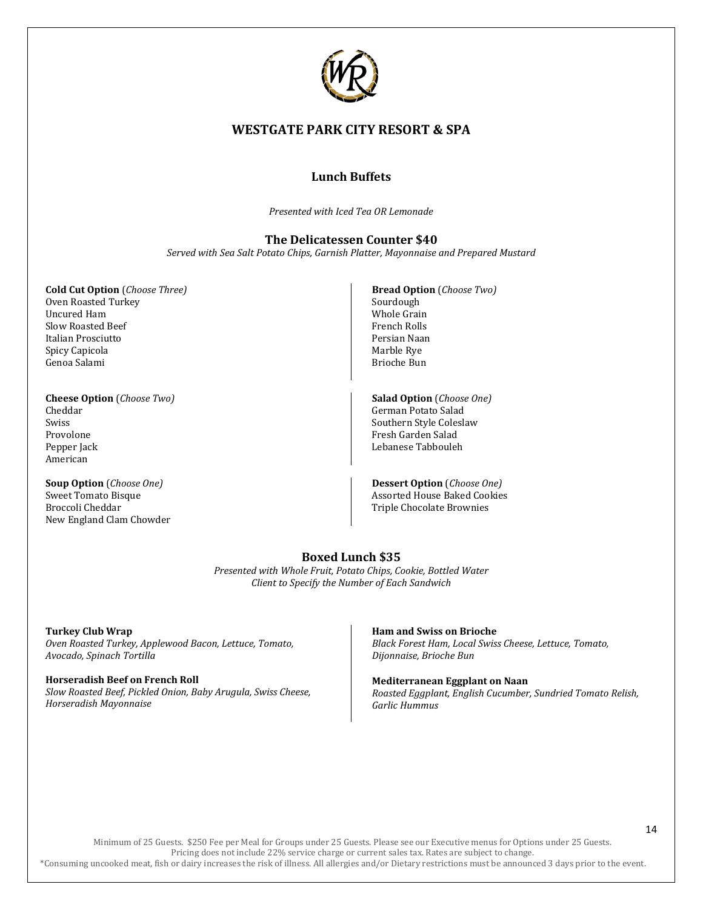# WESTGATE PARK CITY RESORT & SPA

## Lunch Buffets

*Presented with Iced Tea OR Lemonade*

### The Delicatessen Counter $40

*Served with Sea Salt Potato Chips, Garnish Platter, Mayonnaise and Prepared Mustard*

**Cold Cut Option** (*Choose Three*)
Oven Roasted Turkey
Uncured Ham
Slow Roasted Beef
Italian Prosciutto
Spicy Capicola
Genoa Salami

**Bread Option** (*Choose Two*)
Sourdough
Whole Grain
French Rolls
Persian Naan
Marble Rye
Brioche Bun

**Cheese Option** (*Choose Two*)
Cheddar
Swiss
Provolone
Pepper Jack
American

**Salad Option** (*Choose One*)
German Potato Salad
Southern Style Coleslaw
Fresh Garden Salad
Lebanese Tabbouleh

**Soup Option** (*Choose One*)
Sweet Tomato Bisque
Broccoli Cheddar
New England Clam Chowder

**Dessert Option** (*Choose One*)
Assorted House Baked Cookies
Triple Chocolate Brownies

### Boxed Lunch $35

*Presented with Whole Fruit, Potato Chips, Cookie, Bottled Water*
*Client to Specify the Number of Each Sandwich*

**Turkey Club Wrap**
*Oven Roasted Turkey, Applewood Bacon, Lettuce, Tomato, Avocado, Spinach Tortilla*

**Horseradish Beef on French Roll**
*Slow Roasted Beef, Pickled Onion, Baby Arugula, Swiss Cheese, Horseradish Mayonnaise*

**Ham and Swiss on Brioche**
*Black Forest Ham, Local Swiss Cheese, Lettuce, Tomato, Dijonnaise, Brioche Bun*

**Mediterranean Eggplant on Naan**
*Roasted Eggplant, English Cucumber, Sundried Tomato Relish, Garlic Hummus*

Minimum of 25 Guests. $250 Fee per Meal for Groups under 25 Guests. Please see our Executive menus for Options under 25 Guests.
Pricing does not include 22% service charge or current sales tax. Rates are subject to change.
*Consuming uncooked meat, fish or dairy increases the risk of illness. All allergies and/or Dietary restrictions must be announced 3 days prior to the event.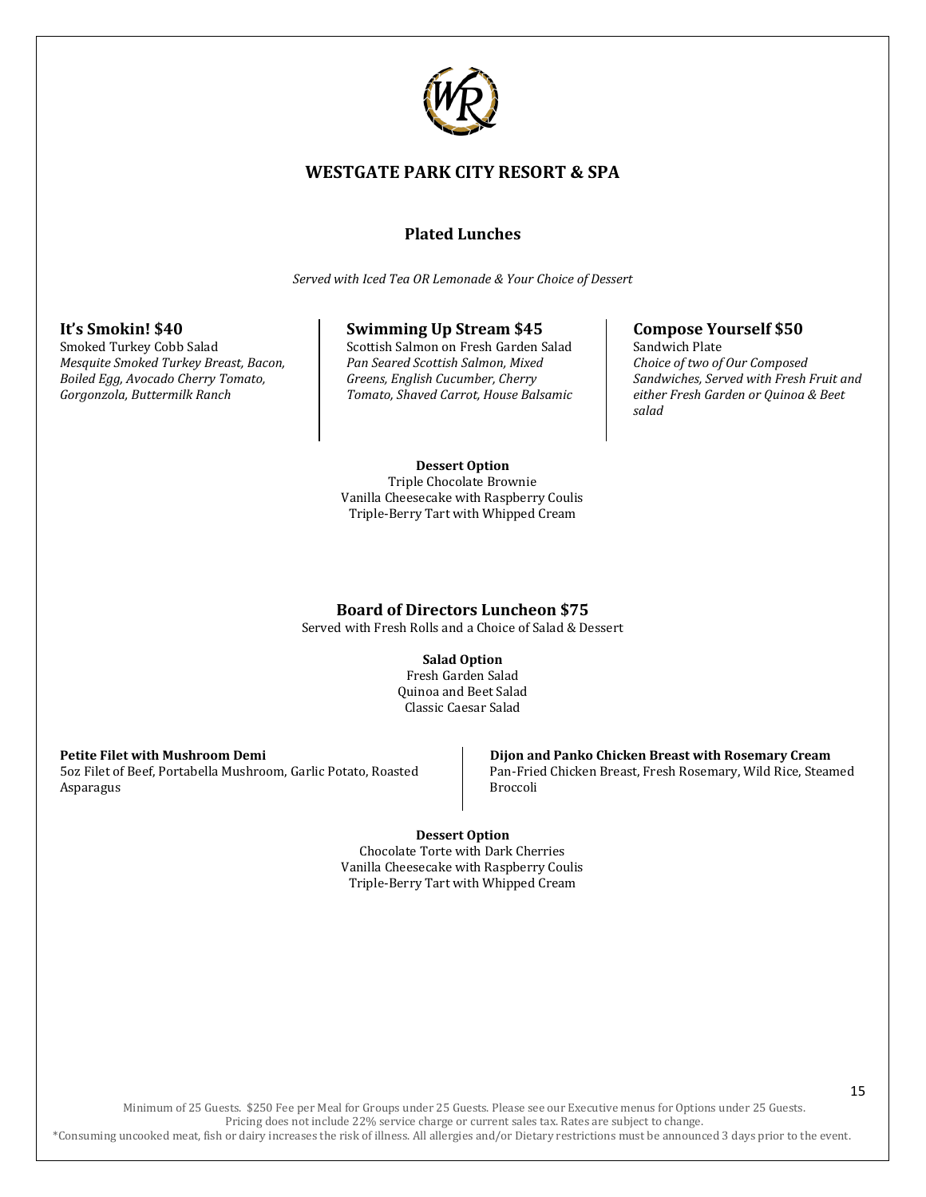# WESTGATE PARK CITY RESORT & SPA

## Plated Lunches

*Served with Iced Tea OR Lemonade & Your Choice of Dessert*

### It's Smokin! $40

Smoked Turkey Cobb Salad

*Mesquite Smoked Turkey Breast, Bacon, Boiled Egg, Avocado Cherry Tomato, Gorgonzola, Buttermilk Ranch*

### Swimming Up Stream $45

Scottish Salmon on Fresh Garden Salad

*Pan Seared Scottish Salmon, Mixed Greens, English Cucumber, Cherry Tomato, Shaved Carrot, House Balsamic*

### Compose Yourself $50

Sandwich Plate

*Choice of two of Our Composed Sandwiches, Served with Fresh Fruit and either Fresh Garden or Quinoa & Beet salad*

**Dessert Option**

Triple Chocolate Brownie
Vanilla Cheesecake with Raspberry Coulis
Triple-Berry Tart with Whipped Cream

## Board of Directors Luncheon $75

Served with Fresh Rolls and a Choice of Salad & Dessert

**Salad Option**

Fresh Garden Salad
Quinoa and Beet Salad
Classic Caesar Salad

**Petite Filet with Mushroom Demi**

5oz Filet of Beef, Portabella Mushroom, Garlic Potato, Roasted Asparagus

**Dijon and Panko Chicken Breast with Rosemary Cream**

Pan-Fried Chicken Breast, Fresh Rosemary, Wild Rice, Steamed Broccoli

**Dessert Option**

Chocolate Torte with Dark Cherries
Vanilla Cheesecake with Raspberry Coulis
Triple-Berry Tart with Whipped Cream

Minimum of 25 Guests. $250 Fee per Meal for Groups under 25 Guests. Please see our Executive menus for Options under 25 Guests.
Pricing does not include 22% service charge or current sales tax. Rates are subject to change.
*Consuming uncooked meat, fish or dairy increases the risk of illness. All allergies and/or Dietary restrictions must be announced 3 days prior to the event.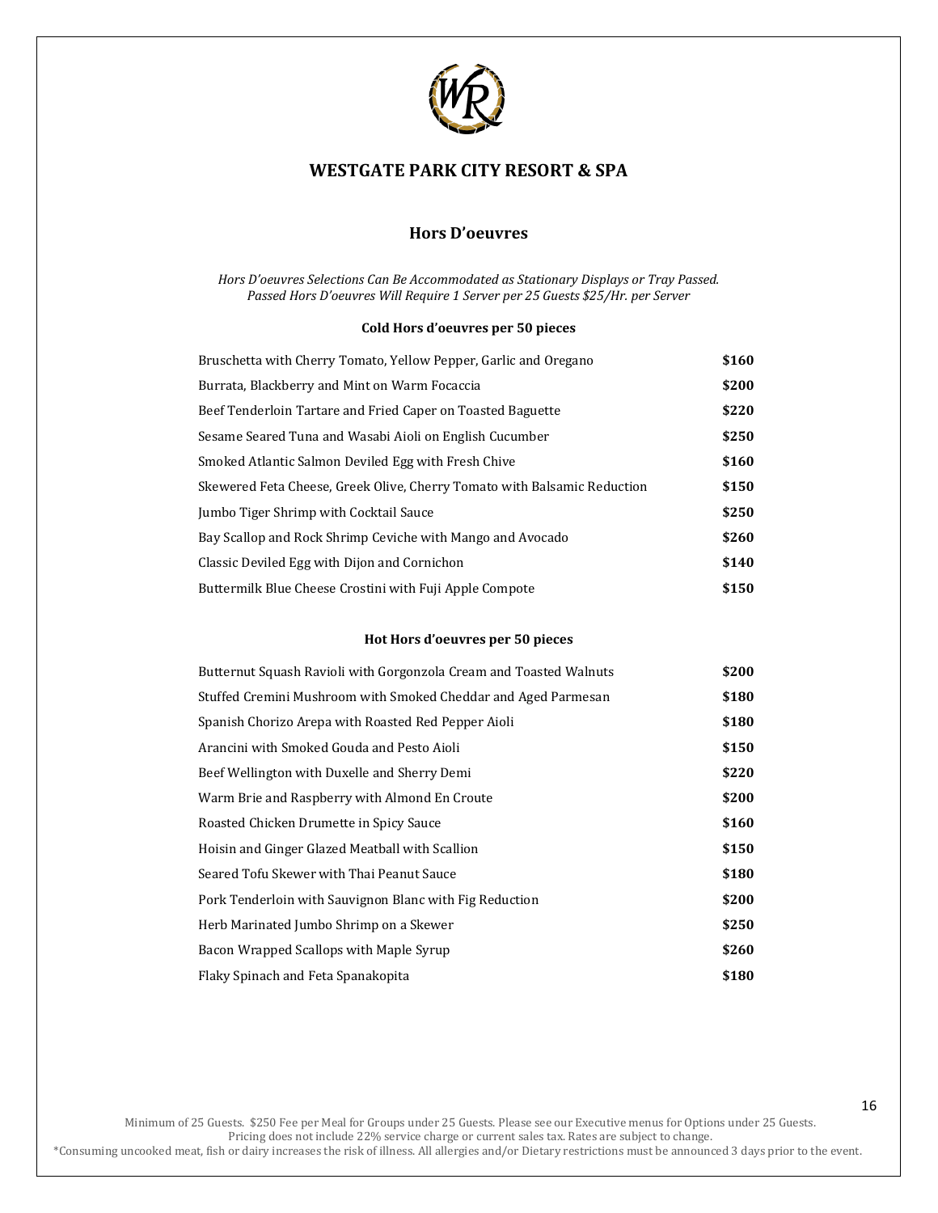# WESTGATE PARK CITY RESORT & SPA

## Hors D'oeuvres

*Hors D'oeuvres Selections Can Be Accommodated as Stationary Displays or Tray Passed.*
*Passed Hors D'oeuvres Will Require 1 Server per 25 Guests $25/Hr. per Server*

### Cold Hors d'oeuvres per 50 pieces

| | |
|---|---|
| Bruschetta with Cherry Tomato, Yellow Pepper, Garlic and Oregano | **$160** |
| Burrata, Blackberry and Mint on Warm Focaccia | **$200** |
| Beef Tenderloin Tartare and Fried Caper on Toasted Baguette | **$220** |
| Sesame Seared Tuna and Wasabi Aioli on English Cucumber | **$250** |
| Smoked Atlantic Salmon Deviled Egg with Fresh Chive | **$160** |
| Skewered Feta Cheese, Greek Olive, Cherry Tomato with Balsamic Reduction | **$150** |
| Jumbo Tiger Shrimp with Cocktail Sauce | **$250** |
| Bay Scallop and Rock Shrimp Ceviche with Mango and Avocado | **$260** |
| Classic Deviled Egg with Dijon and Cornichon | **$140** |
| Buttermilk Blue Cheese Crostini with Fuji Apple Compote | **$150** |

### Hot Hors d'oeuvres per 50 pieces

| | |
|---|---|
| Butternut Squash Ravioli with Gorgonzola Cream and Toasted Walnuts | **$200** |
| Stuffed Cremini Mushroom with Smoked Cheddar and Aged Parmesan | **$180** |
| Spanish Chorizo Arepa with Roasted Red Pepper Aioli | **$180** |
| Arancini with Smoked Gouda and Pesto Aioli | **$150** |
| Beef Wellington with Duxelle and Sherry Demi | **$220** |
| Warm Brie and Raspberry with Almond En Croute | **$200** |
| Roasted Chicken Drumette in Spicy Sauce | **$160** |
| Hoisin and Ginger Glazed Meatball with Scallion | **$150** |
| Seared Tofu Skewer with Thai Peanut Sauce | **$180** |
| Pork Tenderloin with Sauvignon Blanc with Fig Reduction | **$200** |
| Herb Marinated Jumbo Shrimp on a Skewer | **$250** |
| Bacon Wrapped Scallops with Maple Syrup | **$260** |
| Flaky Spinach and Feta Spanakopita | **$180** |

Minimum of 25 Guests. $250 Fee per Meal for Groups under 25 Guests. Please see our Executive menus for Options under 25 Guests.
Pricing does not include 22% service charge or current sales tax. Rates are subject to change.
*Consuming uncooked meat, fish or dairy increases the risk of illness. All allergies and/or Dietary restrictions must be announced 3 days prior to the event.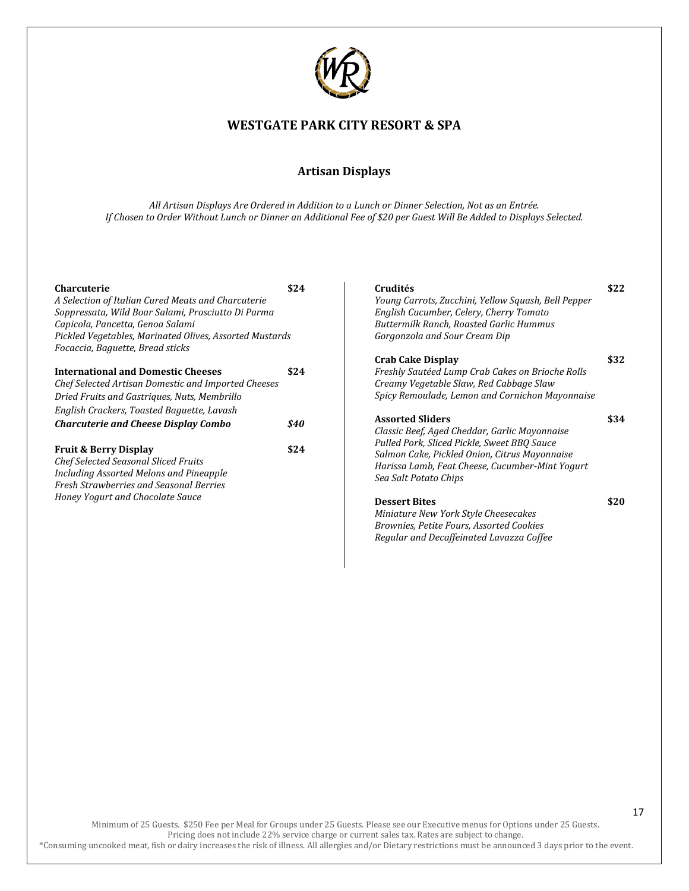# WESTGATE PARK CITY RESORT & SPA

## Artisan Displays

*All Artisan Displays Are Ordered in Addition to a Lunch or Dinner Selection, Not as an Entrée.*
*If Chosen to Order Without Lunch or Dinner an Additional Fee of $20 per Guest Will Be Added to Displays Selected.*

**Charcuterie** **$24**
*A Selection of Italian Cured Meats and Charcuterie*
*Soppressata, Wild Boar Salami, Prosciutto Di Parma*
*Capicola, Pancetta, Genoa Salami*
*Pickled Vegetables, Marinated Olives, Assorted Mustards*
*Focaccia, Baguette, Bread sticks*

**International and Domestic Cheeses** **$24**
*Chef Selected Artisan Domestic and Imported Cheeses*
*Dried Fruits and Gastriques, Nuts, Membrillo*
*English Crackers, Toasted Baguette, Lavash*

***Charcuterie and Cheese Display Combo*** ***$40***

**Fruit & Berry Display** **$24**
*Chef Selected Seasonal Sliced Fruits*
*Including Assorted Melons and Pineapple*
*Fresh Strawberries and Seasonal Berries*
*Honey Yogurt and Chocolate Sauce*

**Crudités** **$22**
*Young Carrots, Zucchini, Yellow Squash, Bell Pepper*
*English Cucumber, Celery, Cherry Tomato*
*Buttermilk Ranch, Roasted Garlic Hummus*
*Gorgonzola and Sour Cream Dip*

**Crab Cake Display** **$32**
*Freshly Sautéed Lump Crab Cakes on Brioche Rolls*
*Creamy Vegetable Slaw, Red Cabbage Slaw*
*Spicy Remoulade, Lemon and Cornichon Mayonnaise*

**Assorted Sliders** **$34**
*Classic Beef, Aged Cheddar, Garlic Mayonnaise*
*Pulled Pork, Sliced Pickle, Sweet BBQ Sauce*
*Salmon Cake, Pickled Onion, Citrus Mayonnaise*
*Harissa Lamb, Feat Cheese, Cucumber-Mint Yogurt*
*Sea Salt Potato Chips*

**Dessert Bites** **$20**
*Miniature New York Style Cheesecakes*
*Brownies, Petite Fours, Assorted Cookies*
*Regular and Decaffeinated Lavazza Coffee*

Minimum of 25 Guests. $250 Fee per Meal for Groups under 25 Guests. Please see our Executive menus for Options under 25 Guests.
Pricing does not include 22% service charge or current sales tax. Rates are subject to change.
*Consuming uncooked meat, fish or dairy increases the risk of illness. All allergies and/or Dietary restrictions must be announced 3 days prior to the event.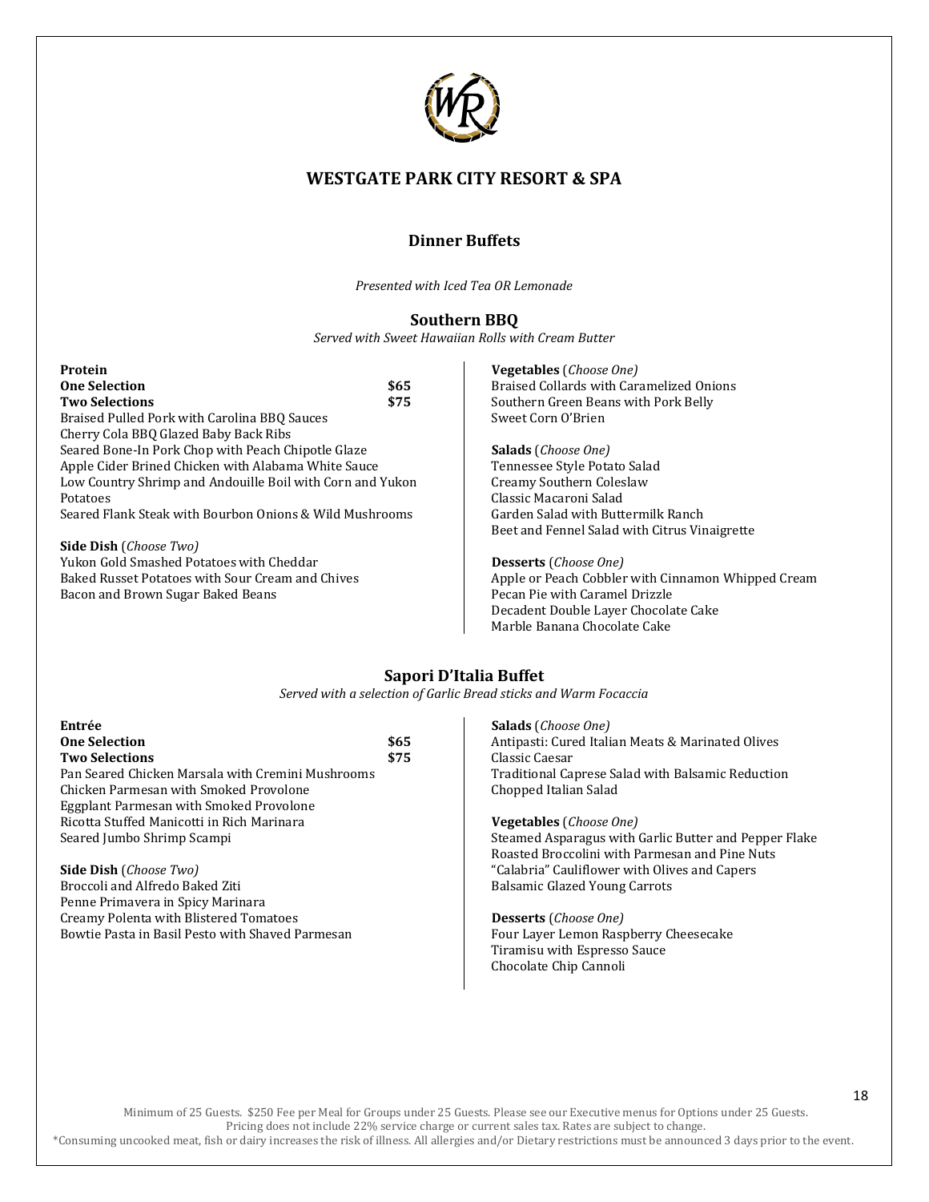# WESTGATE PARK CITY RESORT & SPA

## Dinner Buffets

*Presented with Iced Tea OR Lemonade*

### Southern BBQ

*Served with Sweet Hawaiian Rolls with Cream Butter*

**Protein**

**One Selection** **$65**

**Two Selections** **$75**

Braised Pulled Pork with Carolina BBQ Sauces
Cherry Cola BBQ Glazed Baby Back Ribs
Seared Bone-In Pork Chop with Peach Chipotle Glaze
Apple Cider Brined Chicken with Alabama White Sauce
Low Country Shrimp and Andouille Boil with Corn and Yukon Potatoes
Seared Flank Steak with Bourbon Onions & Wild Mushrooms

**Side Dish** (*Choose Two)*

Yukon Gold Smashed Potatoes with Cheddar
Baked Russet Potatoes with Sour Cream and Chives
Bacon and Brown Sugar Baked Beans

**Vegetables** (*Choose One)*

Braised Collards with Caramelized Onions
Southern Green Beans with Pork Belly
Sweet Corn O'Brien

**Salads** (*Choose One)*

Tennessee Style Potato Salad
Creamy Southern Coleslaw
Classic Macaroni Salad
Garden Salad with Buttermilk Ranch
Beet and Fennel Salad with Citrus Vinaigrette

**Desserts** (*Choose One)*

Apple or Peach Cobbler with Cinnamon Whipped Cream
Pecan Pie with Caramel Drizzle
Decadent Double Layer Chocolate Cake
Marble Banana Chocolate Cake

### Sapori D'Italia Buffet

*Served with a selection of Garlic Bread sticks and Warm Focaccia*

**Entrée**

**One Selection** **$65**

**Two Selections** **$75**

Pan Seared Chicken Marsala with Cremini Mushrooms
Chicken Parmesan with Smoked Provolone
Eggplant Parmesan with Smoked Provolone
Ricotta Stuffed Manicotti in Rich Marinara
Seared Jumbo Shrimp Scampi

**Side Dish** (*Choose Two)*

Broccoli and Alfredo Baked Ziti
Penne Primavera in Spicy Marinara
Creamy Polenta with Blistered Tomatoes
Bowtie Pasta in Basil Pesto with Shaved Parmesan

**Salads** (*Choose One)*

Antipasti: Cured Italian Meats & Marinated Olives
Classic Caesar
Traditional Caprese Salad with Balsamic Reduction
Chopped Italian Salad

**Vegetables** (*Choose One)*

Steamed Asparagus with Garlic Butter and Pepper Flake
Roasted Broccolini with Parmesan and Pine Nuts
"Calabria" Cauliflower with Olives and Capers
Balsamic Glazed Young Carrots

**Desserts** (*Choose One)*

Four Layer Lemon Raspberry Cheesecake
Tiramisu with Espresso Sauce
Chocolate Chip Cannoli

Minimum of 25 Guests. $250 Fee per Meal for Groups under 25 Guests. Please see our Executive menus for Options under 25 Guests.
Pricing does not include 22% service charge or current sales tax. Rates are subject to change.
*Consuming uncooked meat, fish or dairy increases the risk of illness. All allergies and/or Dietary restrictions must be announced 3 days prior to the event.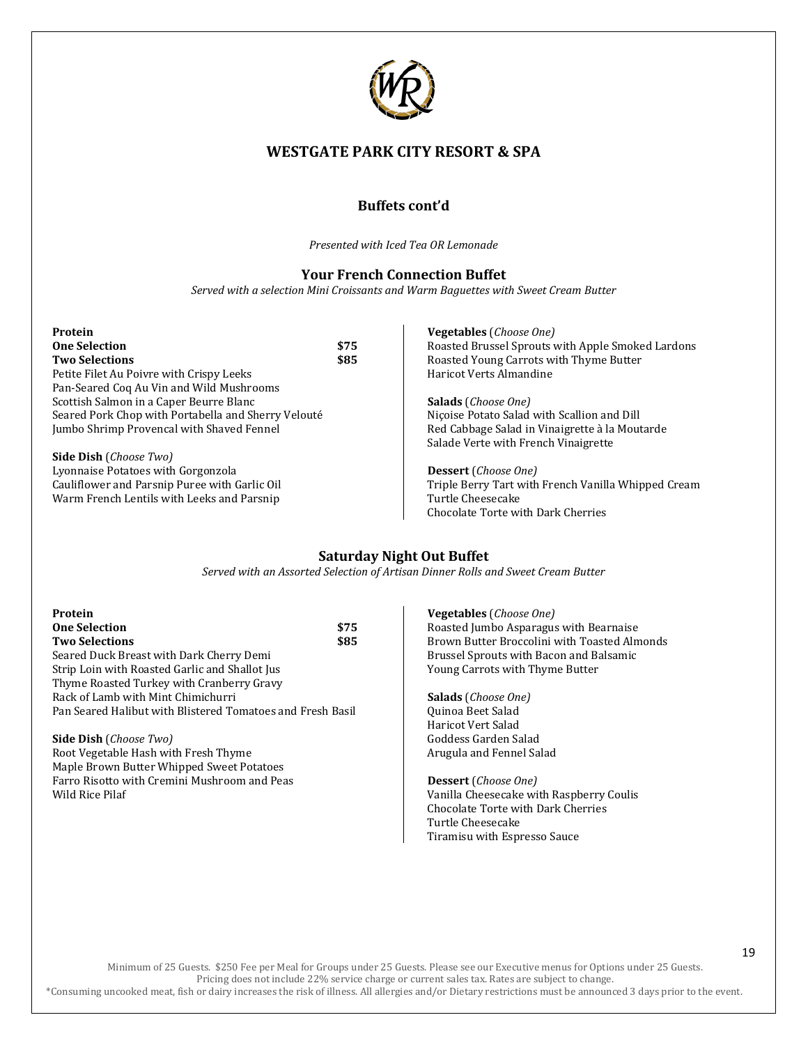# WESTGATE PARK CITY RESORT & SPA

## Buffets cont'd

*Presented with Iced Tea OR Lemonade*

### Your French Connection Buffet

*Served with a selection Mini Croissants and Warm Baguettes with Sweet Cream Butter*

**Protein**

**One Selection** **$75**
**Two Selections** **$85**

Petite Filet Au Poivre with Crispy Leeks
Pan-Seared Coq Au Vin and Wild Mushrooms
Scottish Salmon in a Caper Beurre Blanc
Seared Pork Chop with Portabella and Sherry Velouté
Jumbo Shrimp Provencal with Shaved Fennel

**Side Dish** (*Choose Two)*

Lyonnaise Potatoes with Gorgonzola
Cauliflower and Parsnip Puree with Garlic Oil
Warm French Lentils with Leeks and Parsnip

**Vegetables** (*Choose One)*

Roasted Brussel Sprouts with Apple Smoked Lardons
Roasted Young Carrots with Thyme Butter
Haricot Verts Almandine

**Salads** (*Choose One)*

Niçoise Potato Salad with Scallion and Dill
Red Cabbage Salad in Vinaigrette à la Moutarde
Salade Verte with French Vinaigrette

**Dessert** (*Choose One)*

Triple Berry Tart with French Vanilla Whipped Cream
Turtle Cheesecake
Chocolate Torte with Dark Cherries

### Saturday Night Out Buffet

*Served with an Assorted Selection of Artisan Dinner Rolls and Sweet Cream Butter*

**Protein**

**One Selection** **$75**
**Two Selections** **$85**

Seared Duck Breast with Dark Cherry Demi
Strip Loin with Roasted Garlic and Shallot Jus
Thyme Roasted Turkey with Cranberry Gravy
Rack of Lamb with Mint Chimichurri
Pan Seared Halibut with Blistered Tomatoes and Fresh Basil

**Side Dish** (*Choose Two)*

Root Vegetable Hash with Fresh Thyme
Maple Brown Butter Whipped Sweet Potatoes
Farro Risotto with Cremini Mushroom and Peas
Wild Rice Pilaf

**Vegetables** (*Choose One)*

Roasted Jumbo Asparagus with Bearnaise
Brown Butter Broccolini with Toasted Almonds
Brussel Sprouts with Bacon and Balsamic
Young Carrots with Thyme Butter

**Salads** (*Choose One)*

Quinoa Beet Salad
Haricot Vert Salad
Goddess Garden Salad
Arugula and Fennel Salad

**Dessert** (*Choose One)*

Vanilla Cheesecake with Raspberry Coulis
Chocolate Torte with Dark Cherries
Turtle Cheesecake
Tiramisu with Espresso Sauce

Minimum of 25 Guests. $250 Fee per Meal for Groups under 25 Guests. Please see our Executive menus for Options under 25 Guests.
Pricing does not include 22% service charge or current sales tax. Rates are subject to change.
*Consuming uncooked meat, fish or dairy increases the risk of illness. All allergies and/or Dietary restrictions must be announced 3 days prior to the event.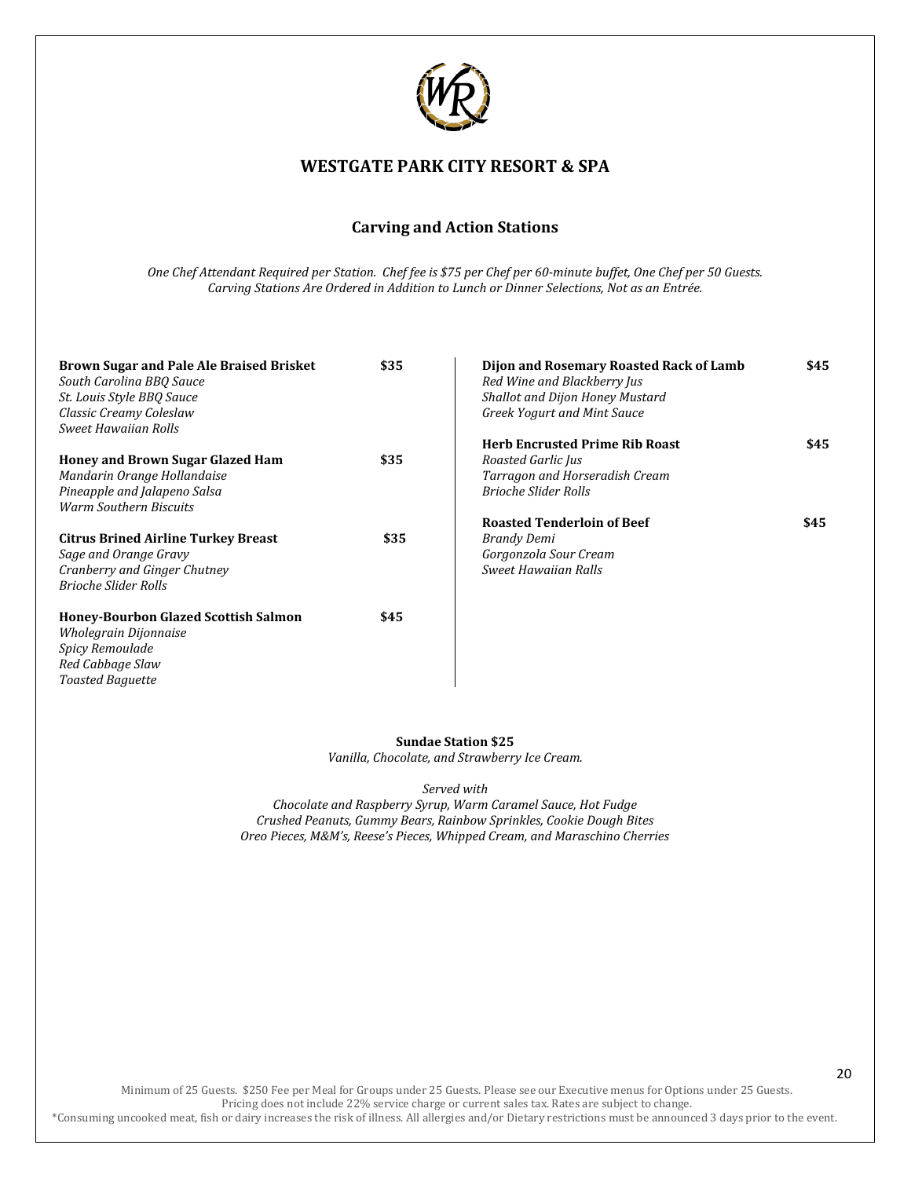## WESTGATE PARK CITY RESORT & SPA

### Carving and Action Stations

*One Chef Attendant Required per Station. Chef fee is $75 per Chef per 60-minute buffet, One Chef per 50 Guests. Carving Stations Are Ordered in Addition to Lunch or Dinner Selections, Not as an Entrée.*

**Brown Sugar and Pale Ale Braised Brisket** **$35**
*South Carolina BBQ Sauce*
*St. Louis Style BBQ Sauce*
*Classic Creamy Coleslaw*
*Sweet Hawaiian Rolls*

**Honey and Brown Sugar Glazed Ham** **$35**
*Mandarin Orange Hollandaise*
*Pineapple and Jalapeno Salsa*
*Warm Southern Biscuits*

**Citrus Brined Airline Turkey Breast** **$35**
*Sage and Orange Gravy*
*Cranberry and Ginger Chutney*
*Brioche Slider Rolls*

**Honey-Bourbon Glazed Scottish Salmon** **$45**
*Wholegrain Dijonnaise*
*Spicy Remoulade*
*Red Cabbage Slaw*
*Toasted Baguette*

**Dijon and Rosemary Roasted Rack of Lamb** **$45**
*Red Wine and Blackberry Jus*
*Shallot and Dijon Honey Mustard*
*Greek Yogurt and Mint Sauce*

**Herb Encrusted Prime Rib Roast** **$45**
*Roasted Garlic Jus*
*Tarragon and Horseradish Cream*
*Brioche Slider Rolls*

**Roasted Tenderloin of Beef** **$45**
*Brandy Demi*
*Gorgonzola Sour Cream*
*Sweet Hawaiian Ralls*

**Sundae Station $25**
*Vanilla, Chocolate, and Strawberry Ice Cream.*

*Served with*
*Chocolate and Raspberry Syrup, Warm Caramel Sauce, Hot Fudge*
*Crushed Peanuts, Gummy Bears, Rainbow Sprinkles, Cookie Dough Bites*
*Oreo Pieces, M&M's, Reese's Pieces, Whipped Cream, and Maraschino Cherries*

Minimum of 25 Guests. $250 Fee per Meal for Groups under 25 Guests. Please see our Executive menus for Options under 25 Guests.
Pricing does not include 22% service charge or current sales tax. Rates are subject to change.
*Consuming uncooked meat, fish or dairy increases the risk of illness. All allergies and/or Dietary restrictions must be announced 3 days prior to the event.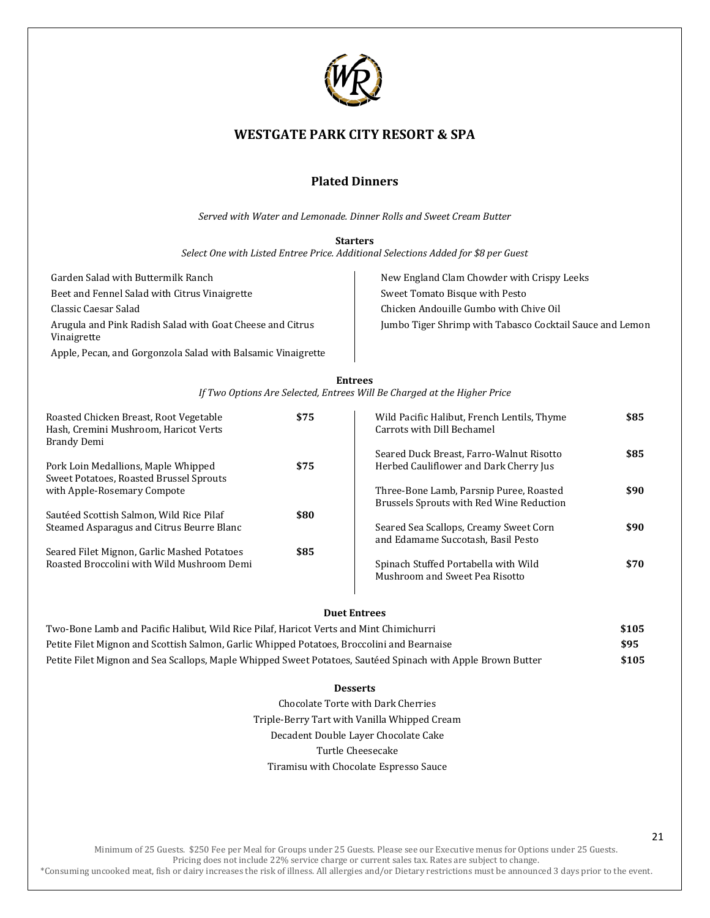# WESTGATE PARK CITY RESORT & SPA

## Plated Dinners

*Served with Water and Lemonade. Dinner Rolls and Sweet Cream Butter*

### Starters

*Select One with Listed Entree Price. Additional Selections Added for $8 per Guest*

- Garden Salad with Buttermilk Ranch
- Beet and Fennel Salad with Citrus Vinaigrette
- Classic Caesar Salad
- Arugula and Pink Radish Salad with Goat Cheese and Citrus Vinaigrette
- Apple, Pecan, and Gorgonzola Salad with Balsamic Vinaigrette
- New England Clam Chowder with Crispy Leeks
- Sweet Tomato Bisque with Pesto
- Chicken Andouille Gumbo with Chive Oil
- Jumbo Tiger Shrimp with Tabasco Cocktail Sauce and Lemon

### Entrees

*If Two Options Are Selected, Entrees Will Be Charged at the Higher Price*

| Entree | Price |
|---|---|
| Roasted Chicken Breast, Root Vegetable Hash, Cremini Mushroom, Haricot Verts Brandy Demi | **$75** |
| Pork Loin Medallions, Maple Whipped Sweet Potatoes, Roasted Brussel Sprouts with Apple-Rosemary Compote | **$75** |
| Sautéed Scottish Salmon, Wild Rice Pilaf Steamed Asparagus and Citrus Beurre Blanc | **$80** |
| Seared Filet Mignon, Garlic Mashed Potatoes Roasted Broccolini with Wild Mushroom Demi | **$85** |
| Wild Pacific Halibut, French Lentils, Thyme Carrots with Dill Bechamel | **$85** |
| Seared Duck Breast, Farro-Walnut Risotto Herbed Cauliflower and Dark Cherry Jus | **$85** |
| Three-Bone Lamb, Parsnip Puree, Roasted Brussels Sprouts with Red Wine Reduction | **$90** |
| Seared Sea Scallops, Creamy Sweet Corn and Edamame Succotash, Basil Pesto | **$90** |
| Spinach Stuffed Portabella with Wild Mushroom and Sweet Pea Risotto | **$70** |

### Duet Entrees

| Entree | Price |
|---|---|
| Two-Bone Lamb and Pacific Halibut, Wild Rice Pilaf, Haricot Verts and Mint Chimichurri | **$105** |
| Petite Filet Mignon and Scottish Salmon, Garlic Whipped Potatoes, Broccolini and Bearnaise | **$95** |
| Petite Filet Mignon and Sea Scallops, Maple Whipped Sweet Potatoes, Sautéed Spinach with Apple Brown Butter | **$105** |

### Desserts

- Chocolate Torte with Dark Cherries
- Triple-Berry Tart with Vanilla Whipped Cream
- Decadent Double Layer Chocolate Cake
- Turtle Cheesecake
- Tiramisu with Chocolate Espresso Sauce

Minimum of 25 Guests. $250 Fee per Meal for Groups under 25 Guests. Please see our Executive menus for Options under 25 Guests.
Pricing does not include 22% service charge or current sales tax. Rates are subject to change.
*Consuming uncooked meat, fish or dairy increases the risk of illness. All allergies and/or Dietary restrictions must be announced 3 days prior to the event.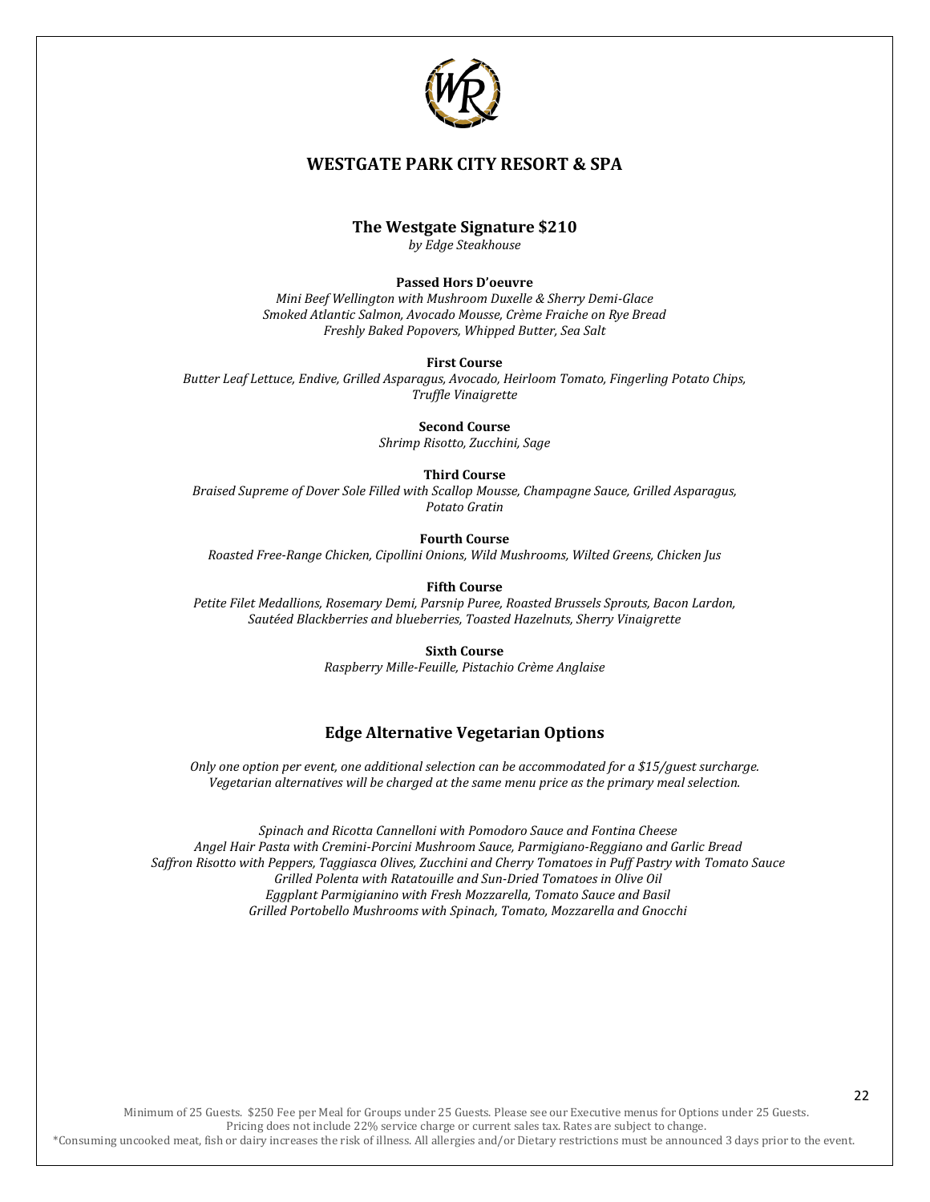## WESTGATE PARK CITY RESORT & SPA

### The Westgate Signature $210

*by Edge Steakhouse*

**Passed Hors D'oeuvre**

*Mini Beef Wellington with Mushroom Duxelle & Sherry Demi-Glace*
*Smoked Atlantic Salmon, Avocado Mousse, Crème Fraiche on Rye Bread*
*Freshly Baked Popovers, Whipped Butter, Sea Salt*

**First Course**

*Butter Leaf Lettuce, Endive, Grilled Asparagus, Avocado, Heirloom Tomato, Fingerling Potato Chips, Truffle Vinaigrette*

**Second Course**

*Shrimp Risotto, Zucchini, Sage*

**Third Course**

*Braised Supreme of Dover Sole Filled with Scallop Mousse, Champagne Sauce, Grilled Asparagus, Potato Gratin*

**Fourth Course**

*Roasted Free-Range Chicken, Cipollini Onions, Wild Mushrooms, Wilted Greens, Chicken Jus*

**Fifth Course**

*Petite Filet Medallions, Rosemary Demi, Parsnip Puree, Roasted Brussels Sprouts, Bacon Lardon, Sautéed Blackberries and blueberries, Toasted Hazelnuts, Sherry Vinaigrette*

**Sixth Course**

*Raspberry Mille-Feuille, Pistachio Crème Anglaise*

### Edge Alternative Vegetarian Options

*Only one option per event, one additional selection can be accommodated for a $15/guest surcharge. Vegetarian alternatives will be charged at the same menu price as the primary meal selection.*

*Spinach and Ricotta Cannelloni with Pomodoro Sauce and Fontina Cheese*
*Angel Hair Pasta with Cremini-Porcini Mushroom Sauce, Parmigiano-Reggiano and Garlic Bread*
*Saffron Risotto with Peppers, Taggiasca Olives, Zucchini and Cherry Tomatoes in Puff Pastry with Tomato Sauce*
*Grilled Polenta with Ratatouille and Sun-Dried Tomatoes in Olive Oil*
*Eggplant Parmigianino with Fresh Mozzarella, Tomato Sauce and Basil*
*Grilled Portobello Mushrooms with Spinach, Tomato, Mozzarella and Gnocchi*

Minimum of 25 Guests. $250 Fee per Meal for Groups under 25 Guests. Please see our Executive menus for Options under 25 Guests.
Pricing does not include 22% service charge or current sales tax. Rates are subject to change.
*Consuming uncooked meat, fish or dairy increases the risk of illness. All allergies and/or Dietary restrictions must be announced 3 days prior to the event.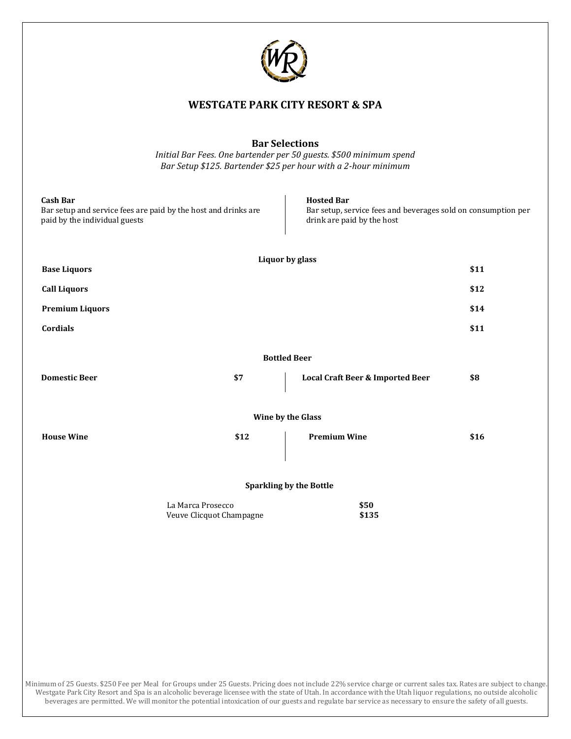# WESTGATE PARK CITY RESORT & SPA

## Bar Selections

*Initial Bar Fees. One bartender per 50 guests. $500 minimum spend*
*Bar Setup $125. Bartender $25 per hour with a 2-hour minimum*

**Cash Bar**
Bar setup and service fees are paid by the host and drinks are paid by the individual guests

**Hosted Bar**
Bar setup, service fees and beverages sold on consumption per drink are paid by the host

### Liquor by glass

| | |
|---|---|
| **Base Liquors** | **$11** |
| **Call Liquors** | **$12** |
| **Premium Liquors** | **$14** |
| **Cordials** | **$11** |

### Bottled Beer

| | | | |
|---|---|---|---|
| **Domestic Beer** | **$7** | **Local Craft Beer & Imported Beer** | **$8** |

### Wine by the Glass

| | | | |
|---|---|---|---|
| **House Wine** | **$12** | **Premium Wine** | **$16** |

### Sparkling by the Bottle

| | |
|---|---|
| La Marca Prosecco | **$50** |
| Veuve Clicquot Champagne | **$135** |

Minimum of 25 Guests. $250 Fee per Meal for Groups under 25 Guests. Pricing does not include 22% service charge or current sales tax. Rates are subject to change. Westgate Park City Resort and Spa is an alcoholic beverage licensee with the state of Utah. In accordance with the Utah liquor regulations, no outside alcoholic beverages are permitted. We will monitor the potential intoxication of our guests and regulate bar service as necessary to ensure the safety of all guests.